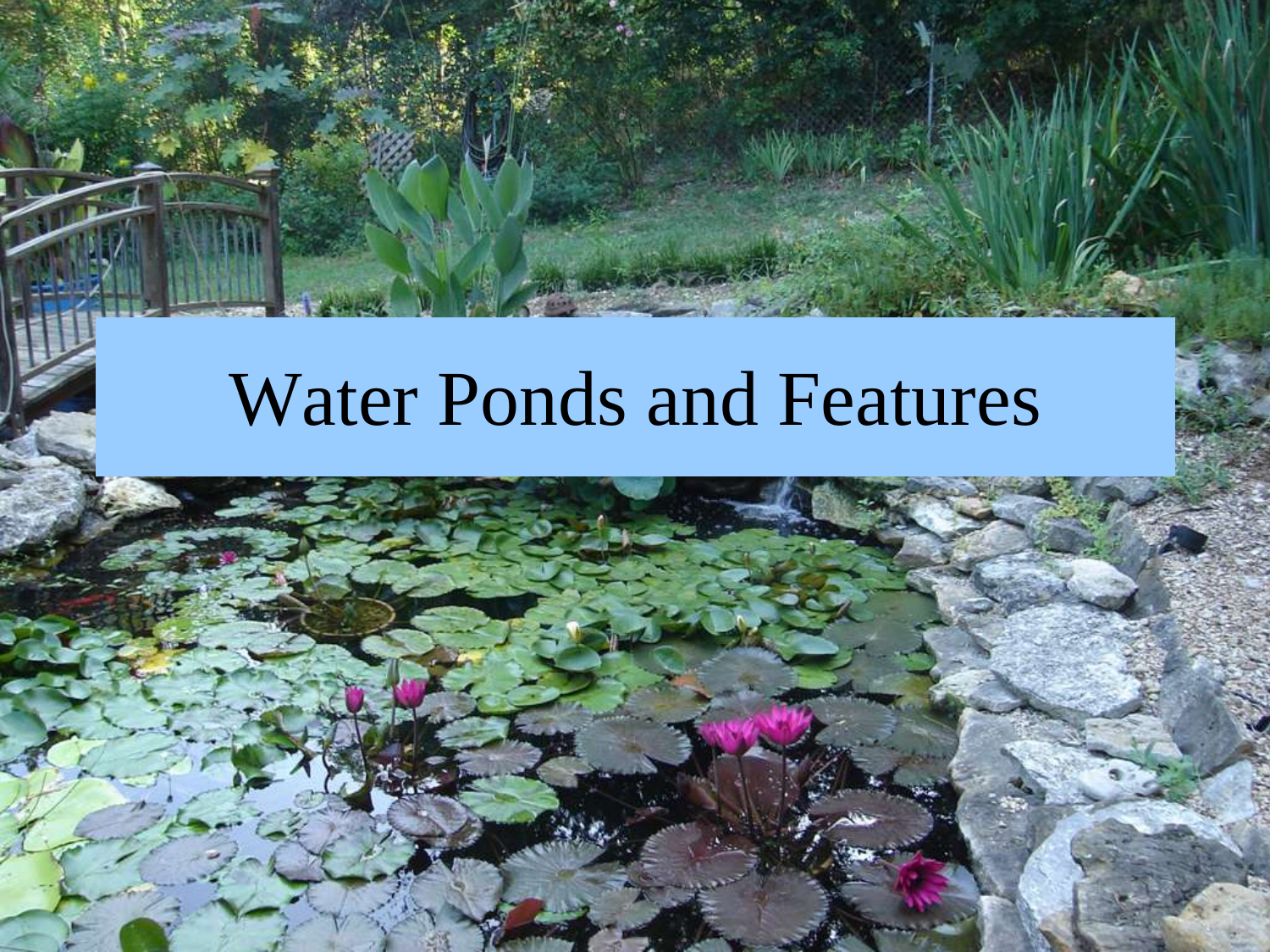# Water Ponds and Features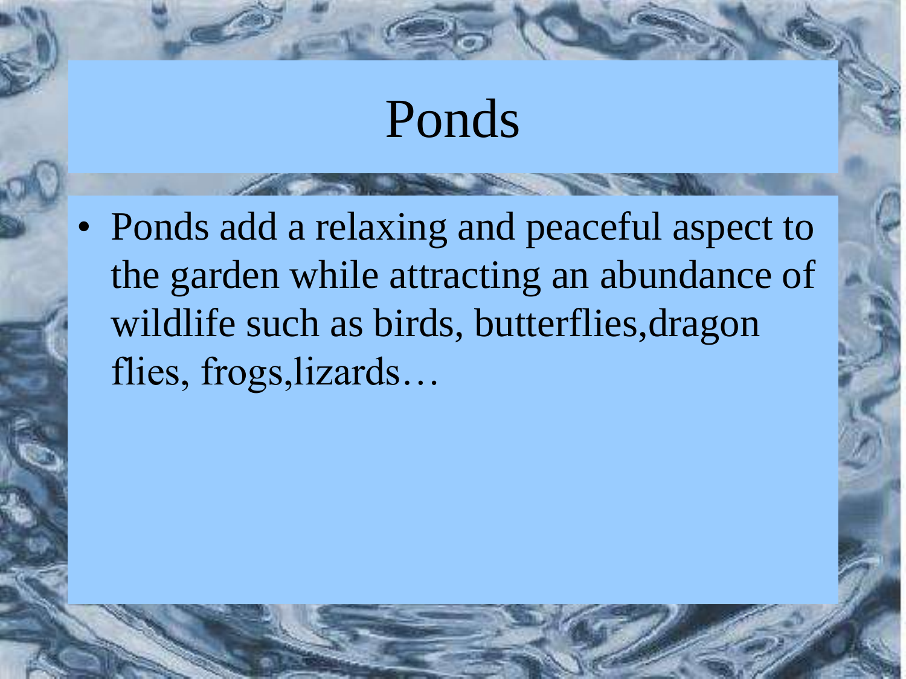# Ponds

- Ponds add a relaxing and peaceful aspect to the garden while attracting an abundance of wildlife such as birds, butterflies,dragon flies, frogs,lizards…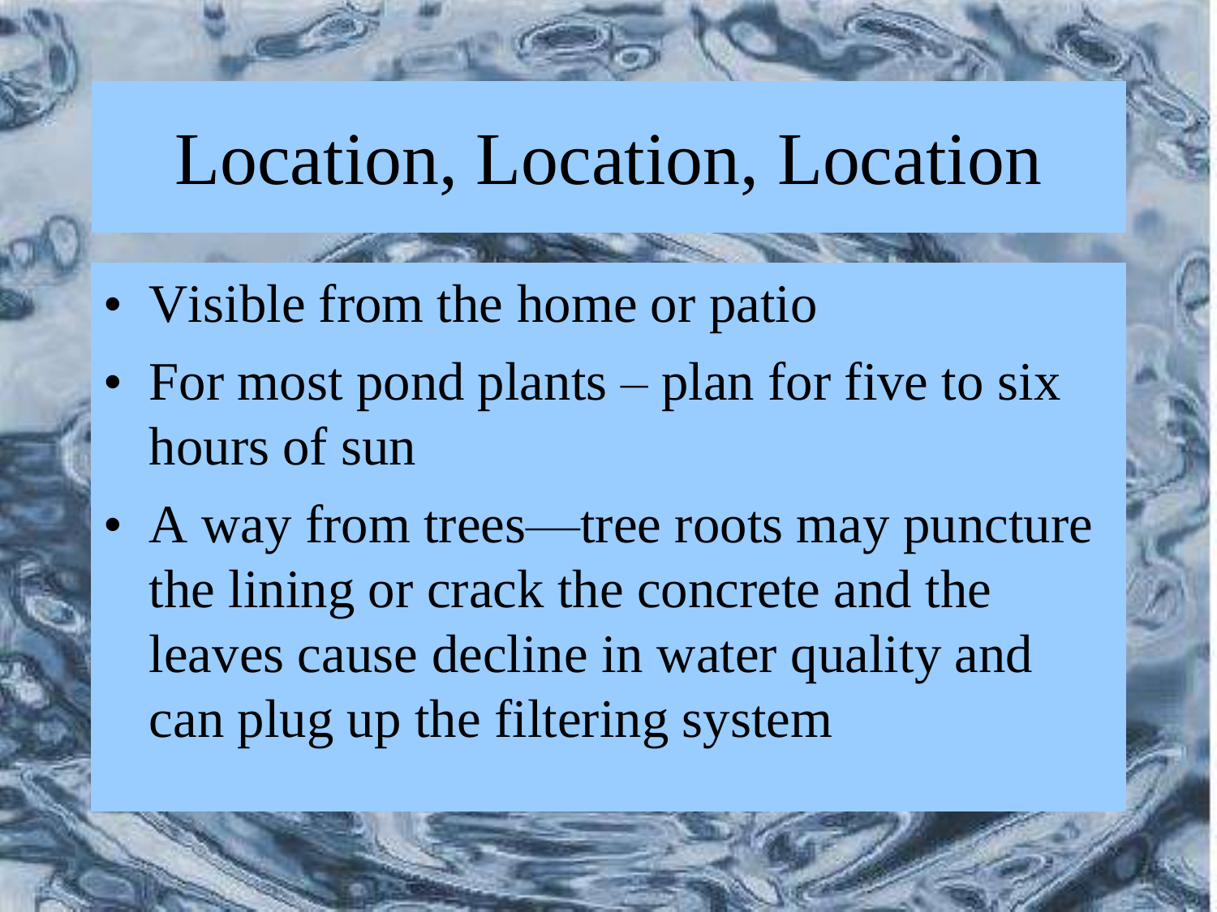# Location, Location, Location

- Visible from the home or patio
- For most pond plants – plan for five to six hours of sun
- A way from trees—tree roots may puncture the lining or crack the concrete and the leaves cause decline in water quality and can plug up the filtering system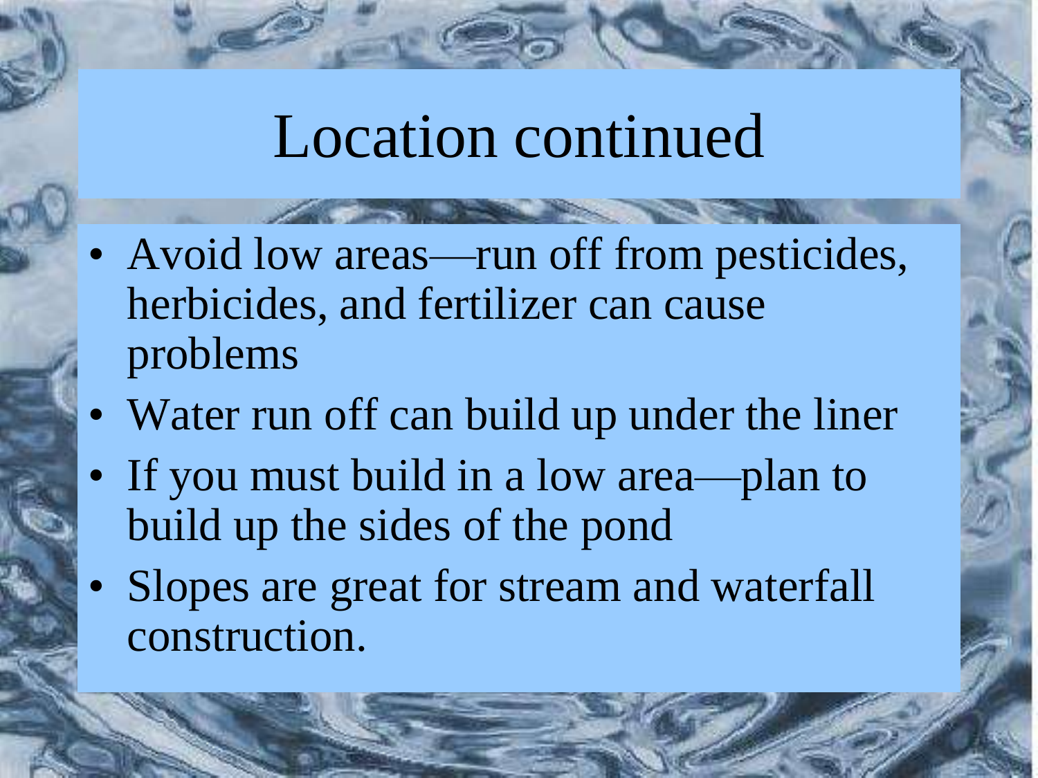# Location continued

- Avoid low areas—run off from pesticides, herbicides, and fertilizer can cause problems
- Water run off can build up under the liner
- If you must build in a low area—plan to build up the sides of the pond
- Slopes are great for stream and waterfall construction.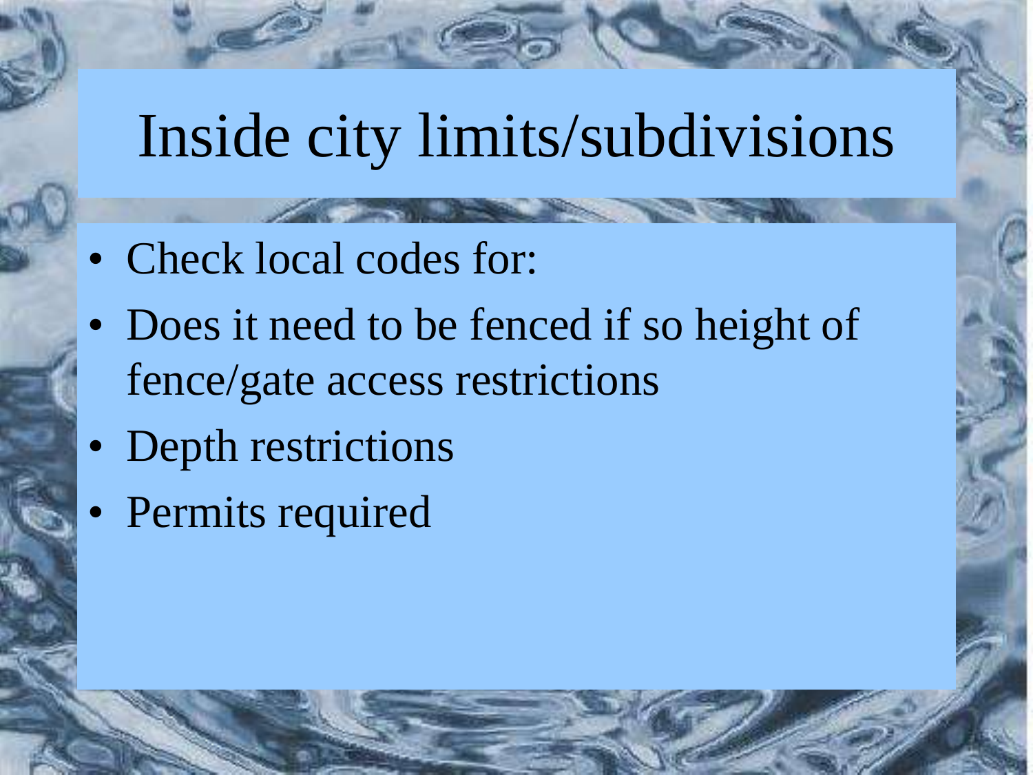# Inside city limits/subdivisions

- Check local codes for:
- Does it need to be fenced if so height of fence/gate access restrictions
- Depth restrictions
- Permits required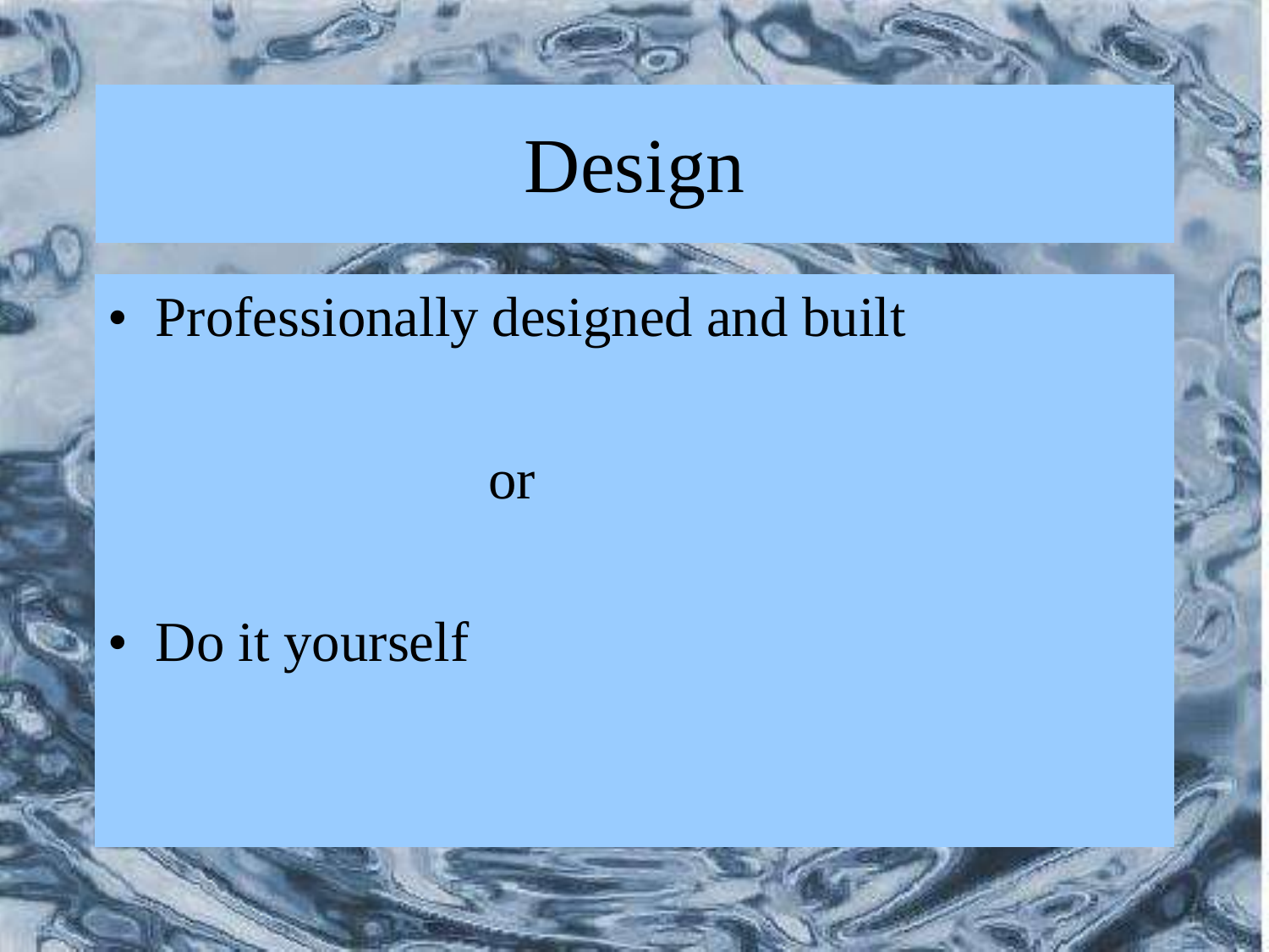# Design

- Professionally designed and built

or

- Do it yourself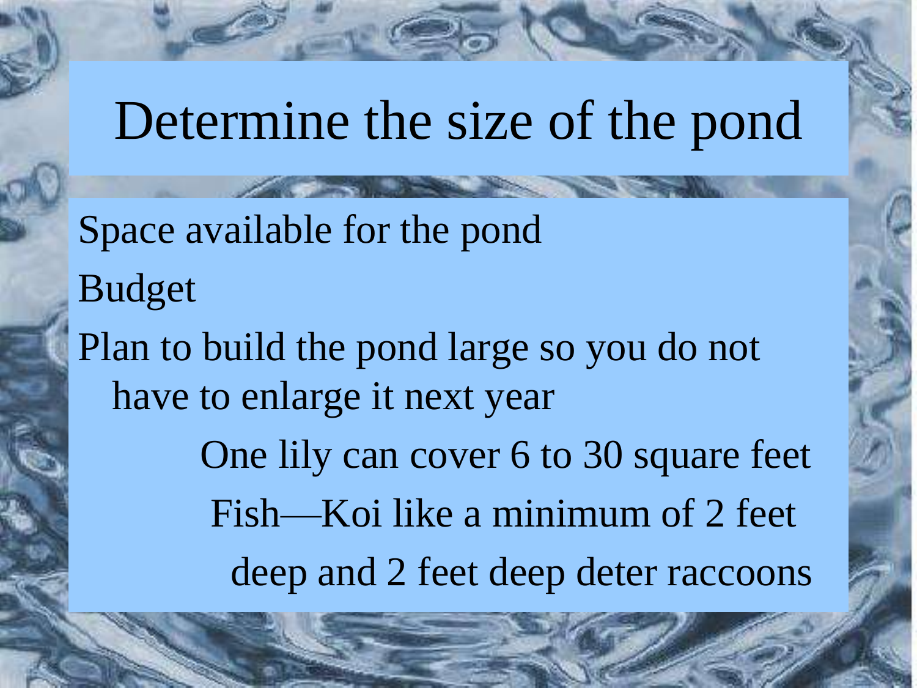# Determine the size of the pond

- Space available for the pond
- Budget
- Plan to build the pond large so you do not have to enlarge it next year
  - One lily can cover 6 to 30 square feet
  - Fish—Koi like a minimum of 2 feet deep and 2 feet deep deter raccoons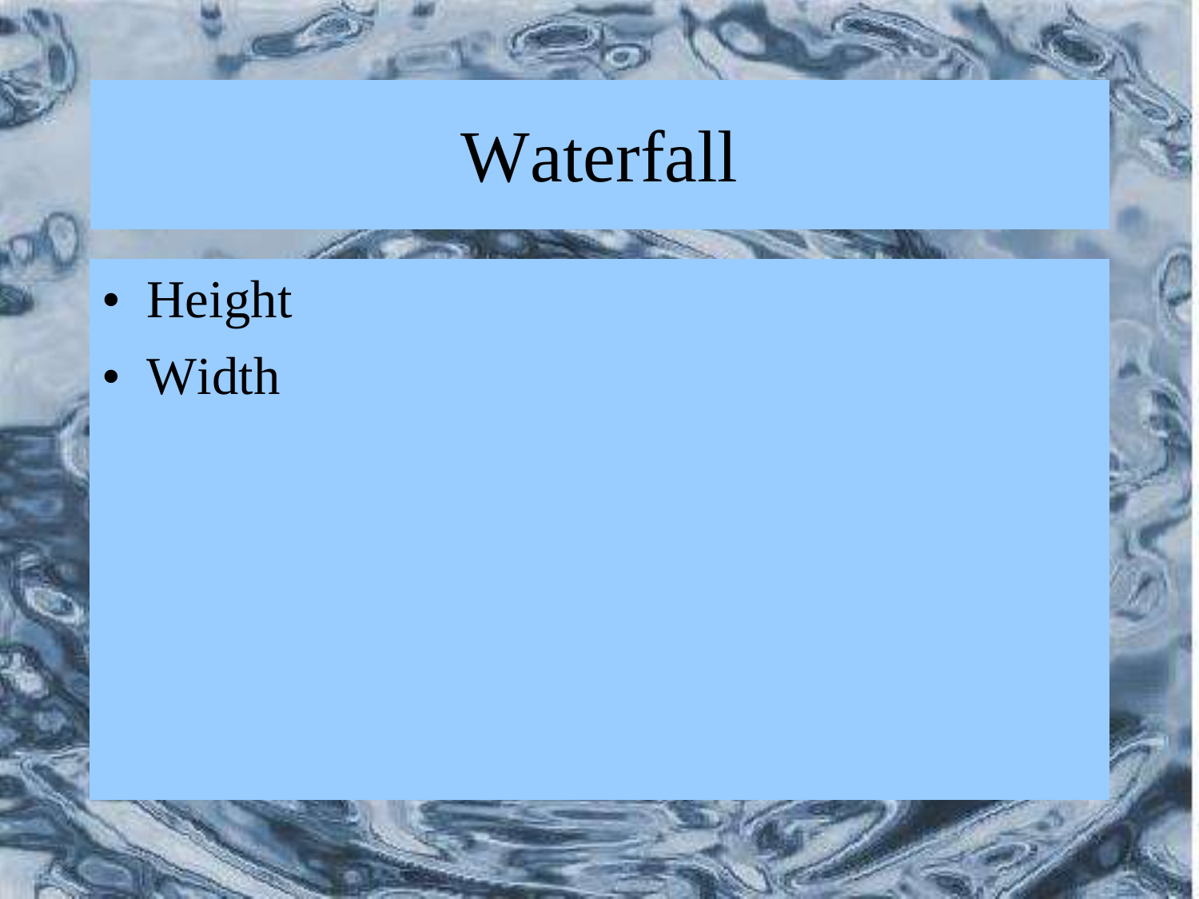# Waterfall

- Height
- Width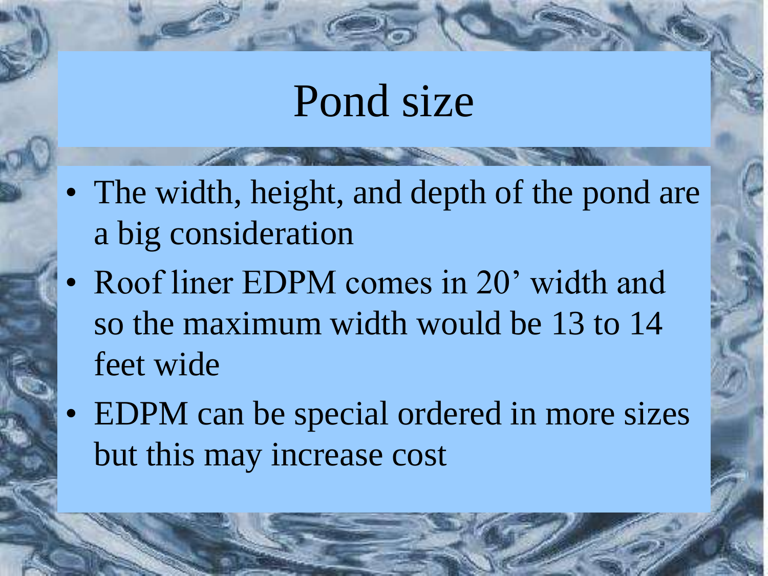# Pond size

- The width, height, and depth of the pond are a big consideration
- Roof liner EDPM comes in 20’ width and so the maximum width would be 13 to 14 feet wide
- EDPM can be special ordered in more sizes but this may increase cost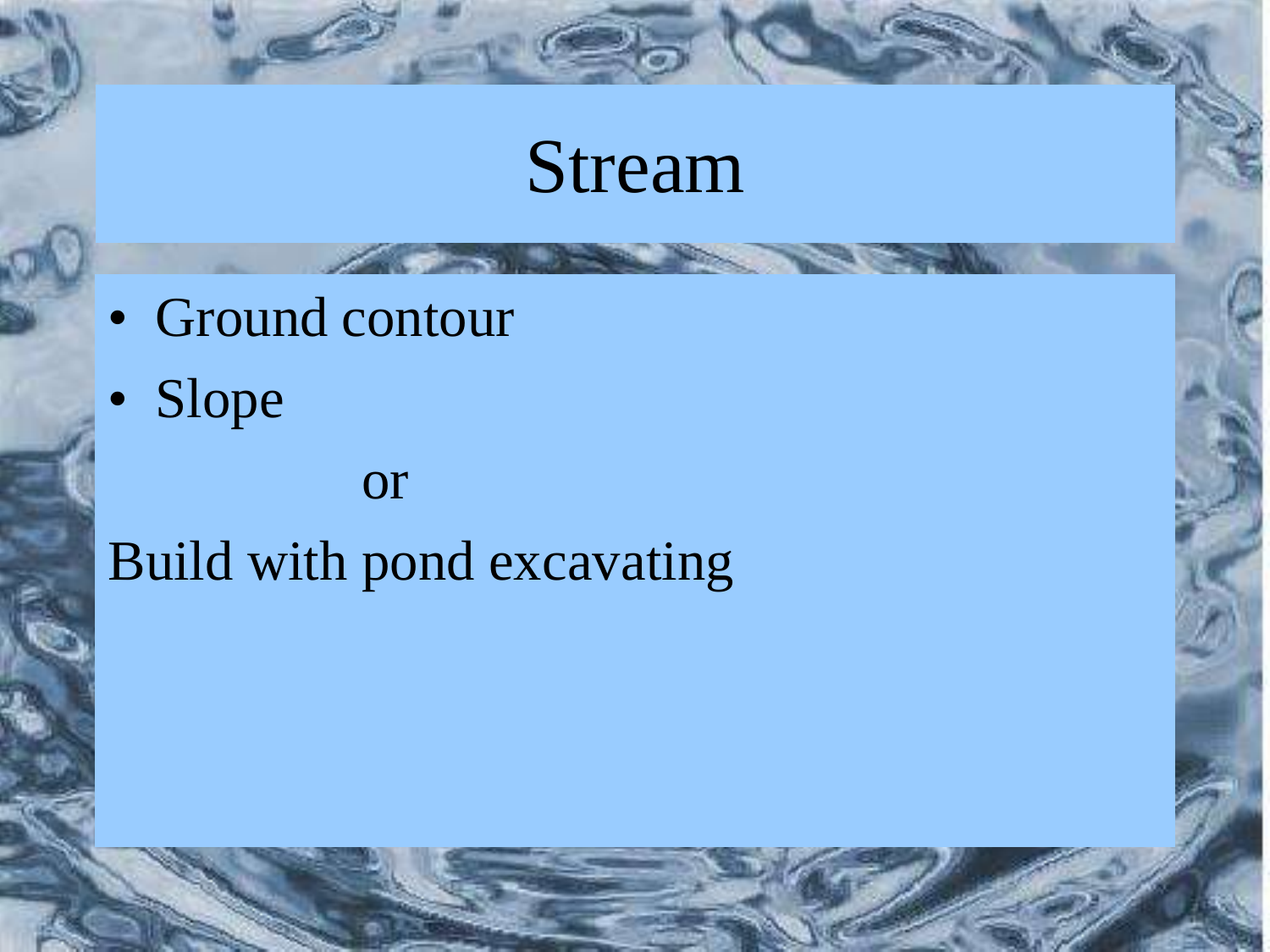# Stream

- Ground contour
- Slope

or

Build with pond excavating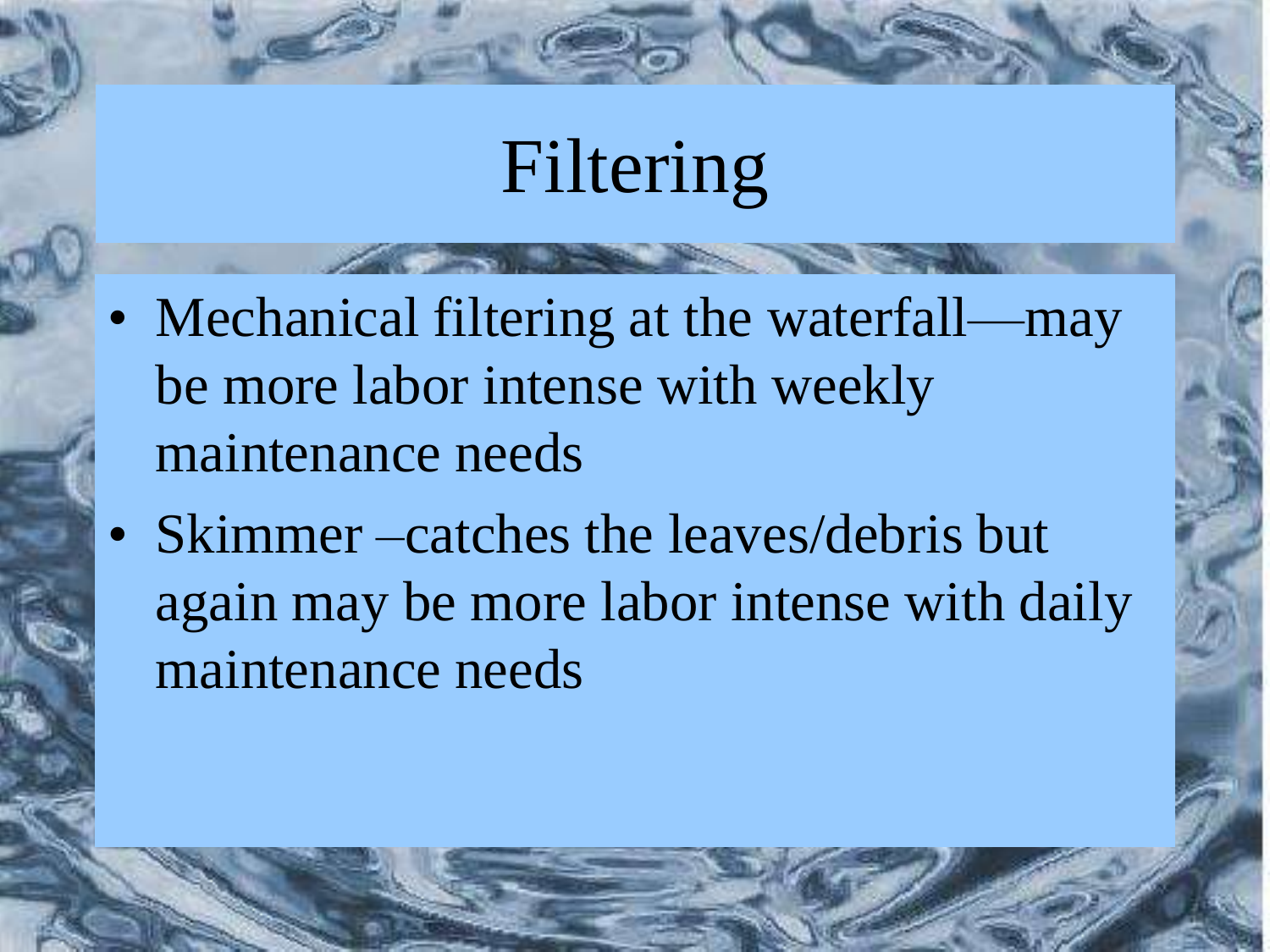# Filtering

- Mechanical filtering at the waterfall—may be more labor intense with weekly maintenance needs
- Skimmer –catches the leaves/debris but again may be more labor intense with daily maintenance needs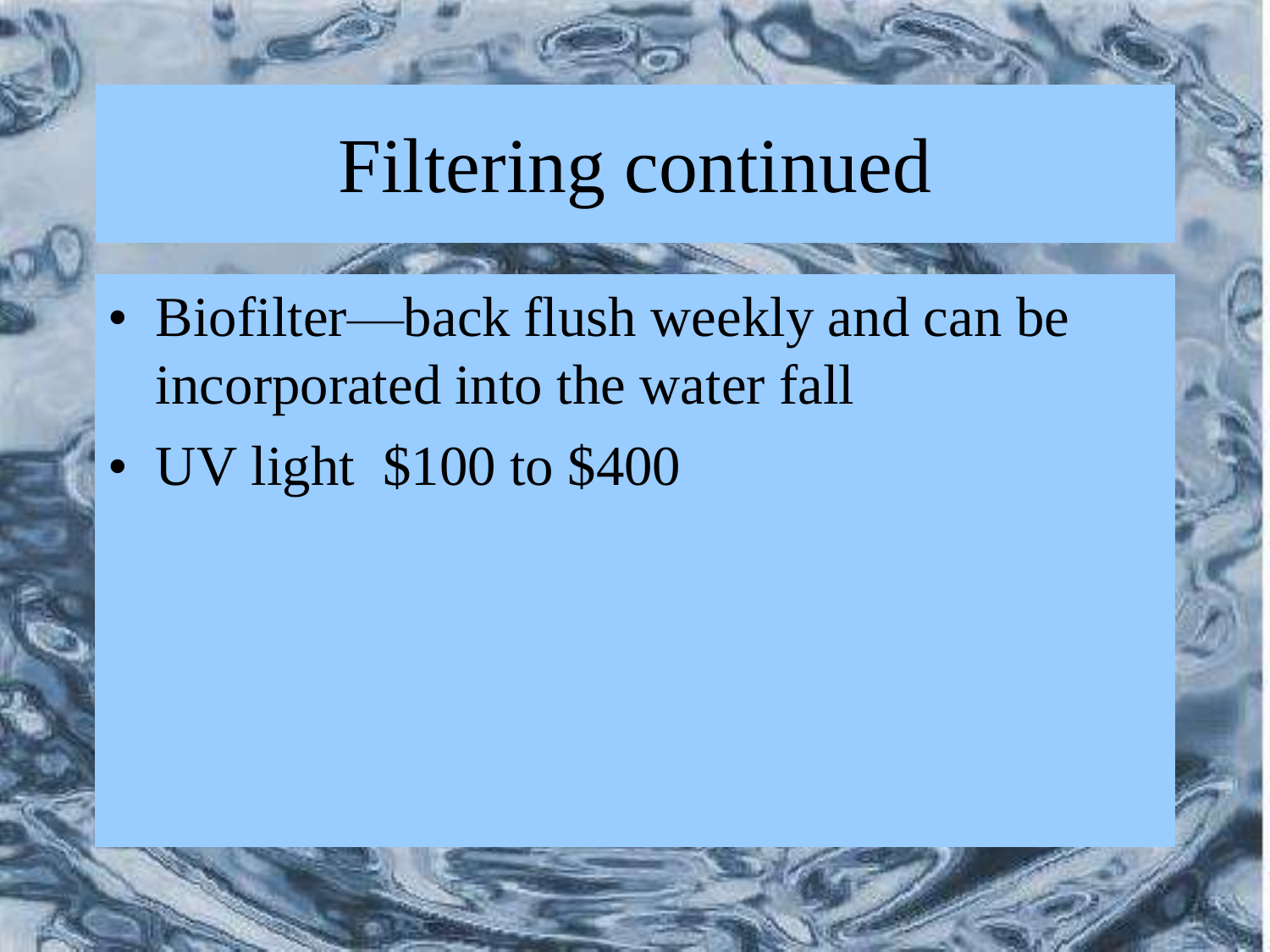# Filtering continued

- Biofilter—back flush weekly and can be incorporated into the water fall
- UV light $100 to $400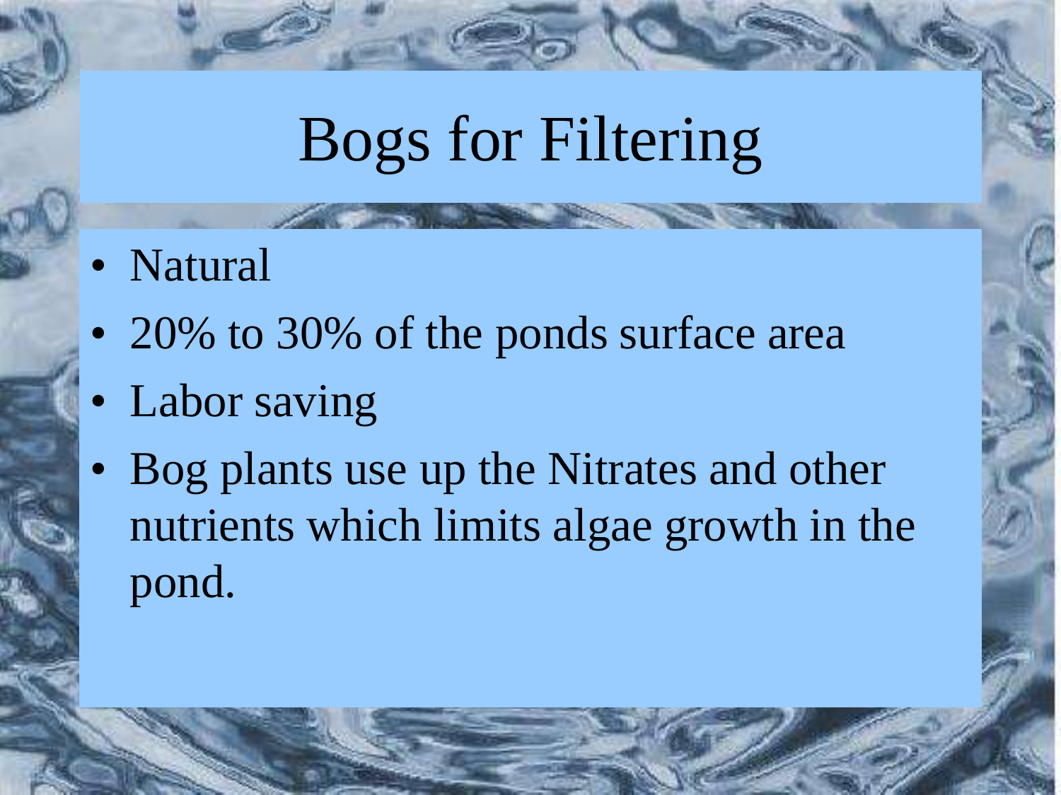# Bogs for Filtering

- Natural
- 20% to 30% of the ponds surface area
- Labor saving
- Bog plants use up the Nitrates and other nutrients which limits algae growth in the pond.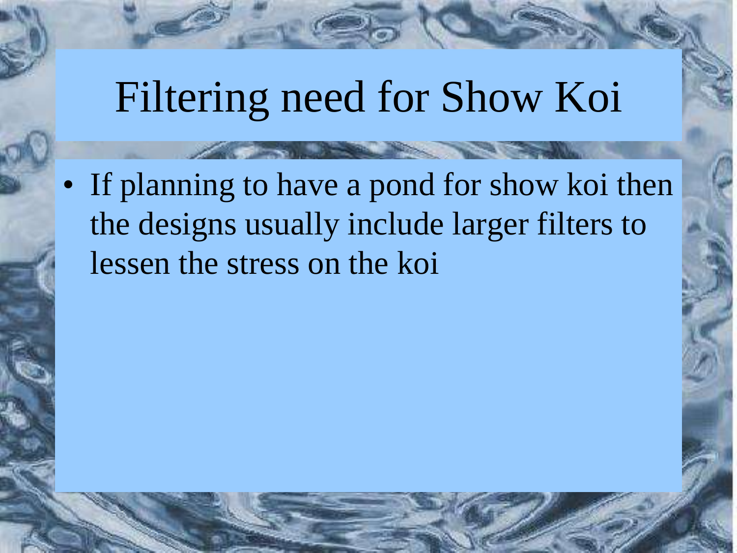# Filtering need for Show Koi

- If planning to have a pond for show koi then the designs usually include larger filters to lessen the stress on the koi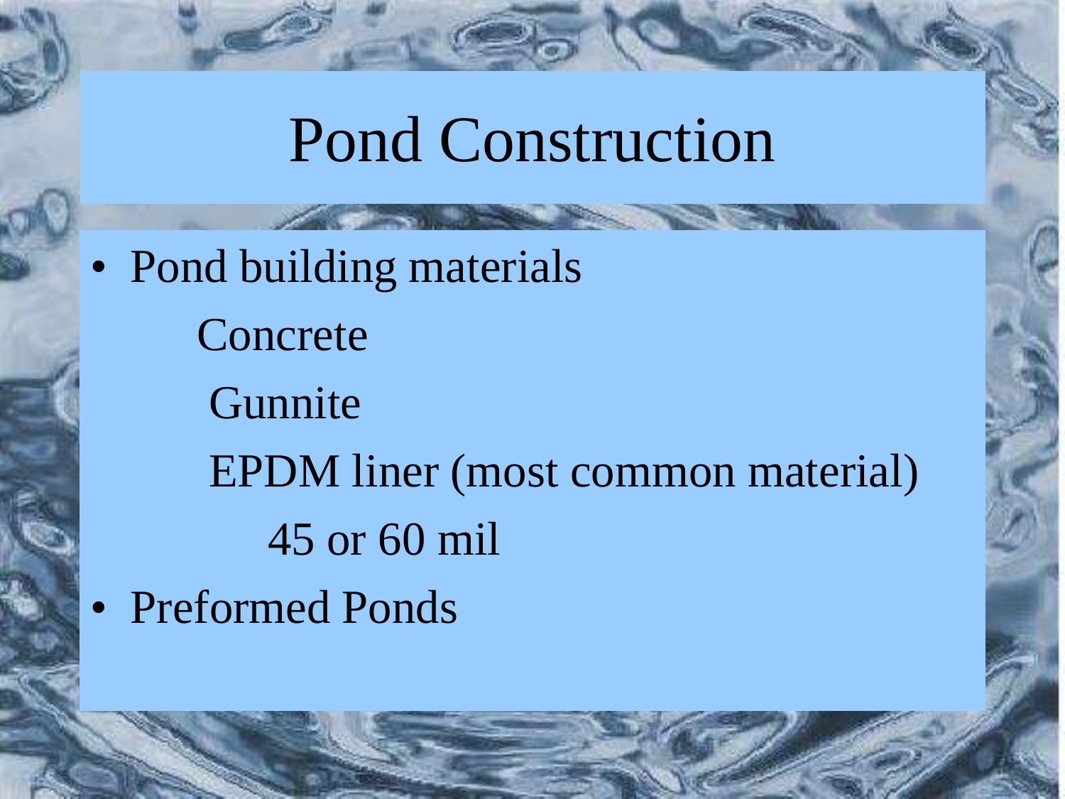# Pond Construction

- Pond building materials
  - Concrete
  - Gunnite
  - EPDM liner (most common material)
    - 45 or 60 mil
- Preformed Ponds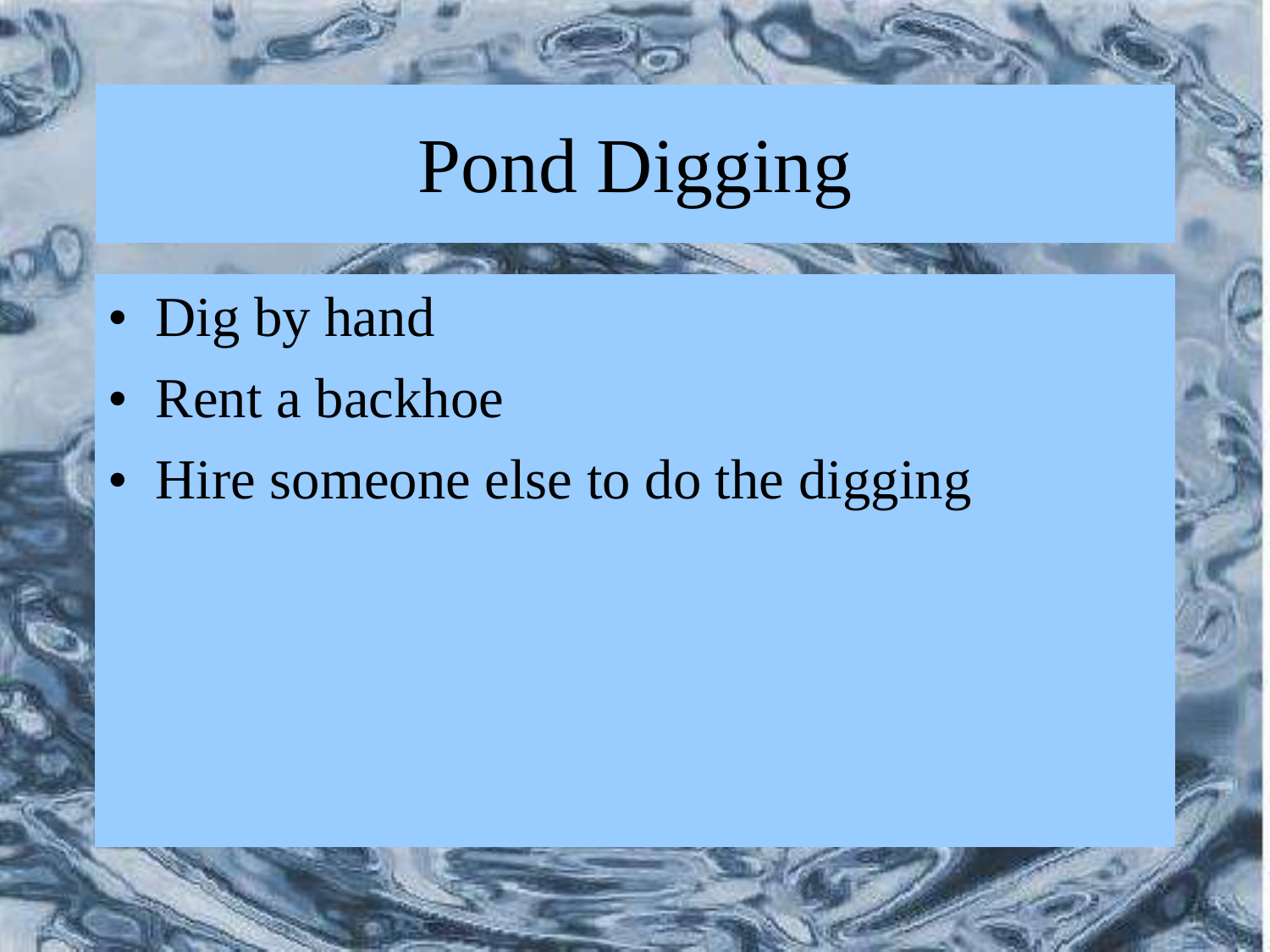# Pond Digging

- Dig by hand
- Rent a backhoe
- Hire someone else to do the digging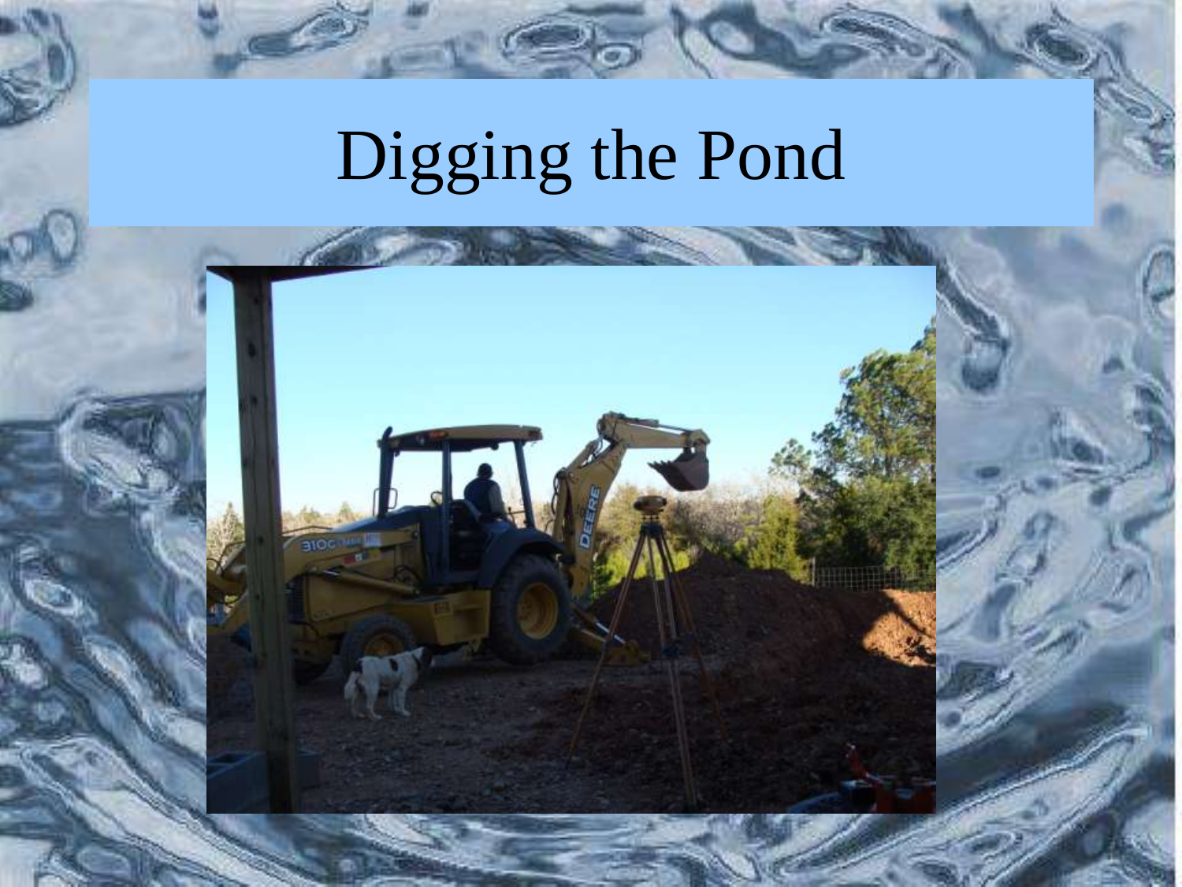# Digging the Pond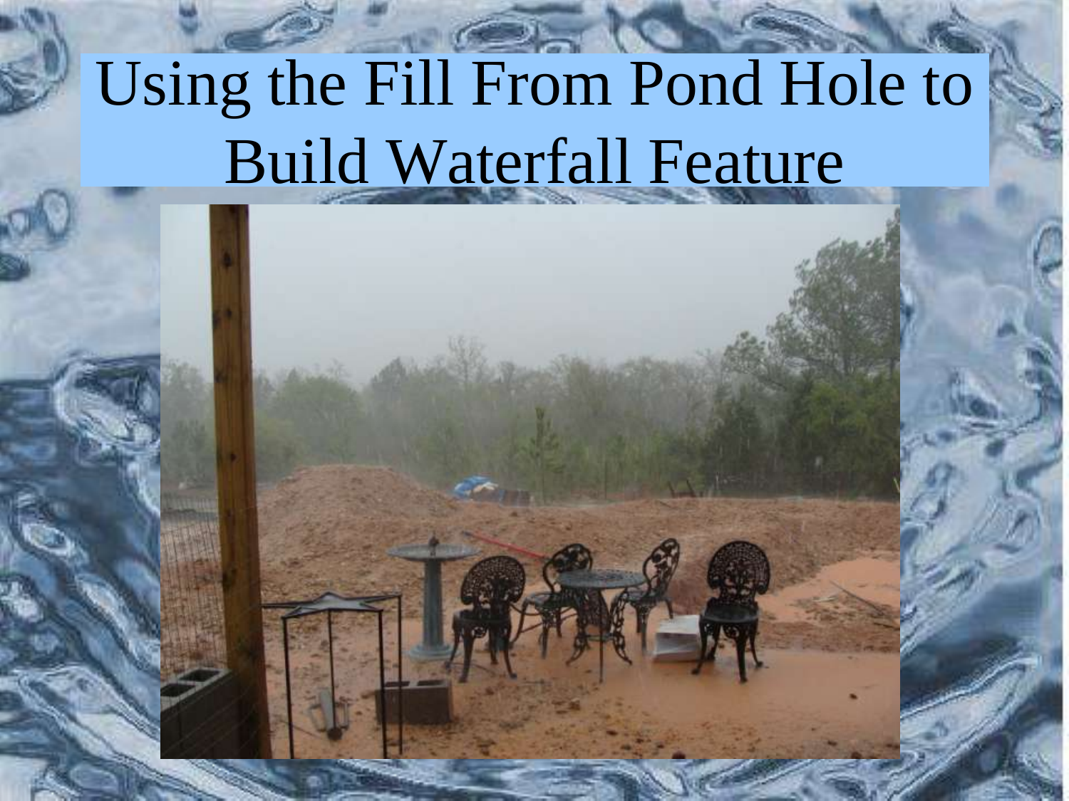# Using the Fill From Pond Hole to Build Waterfall Feature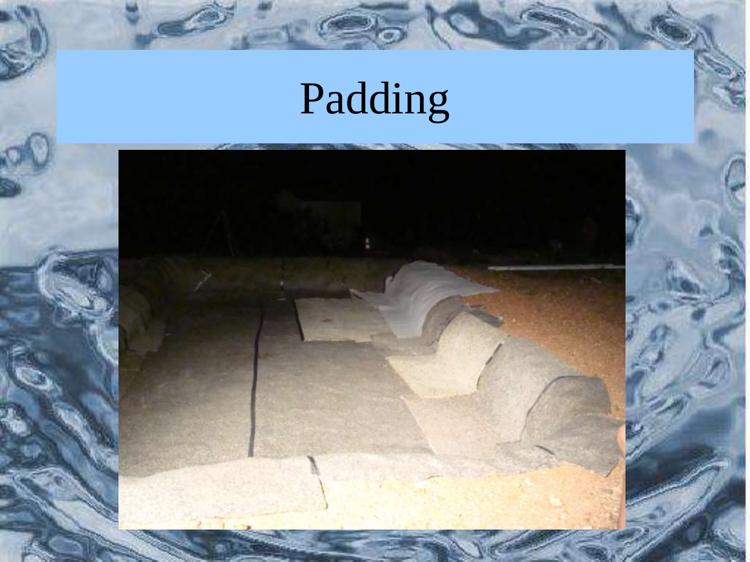# Padding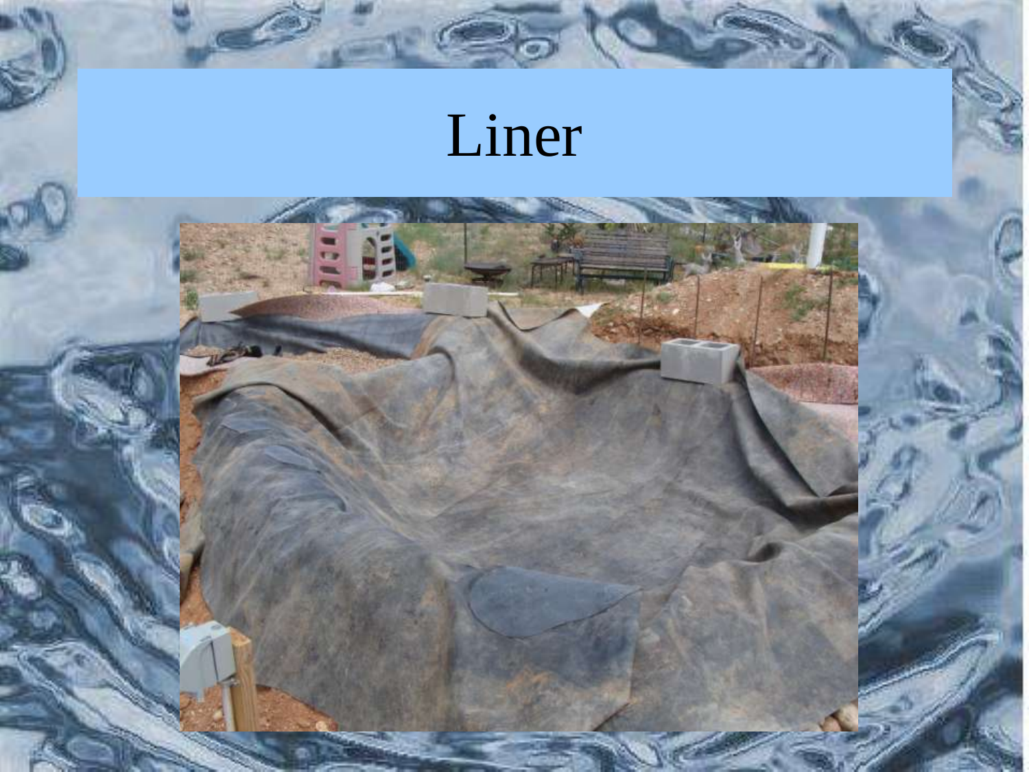# Liner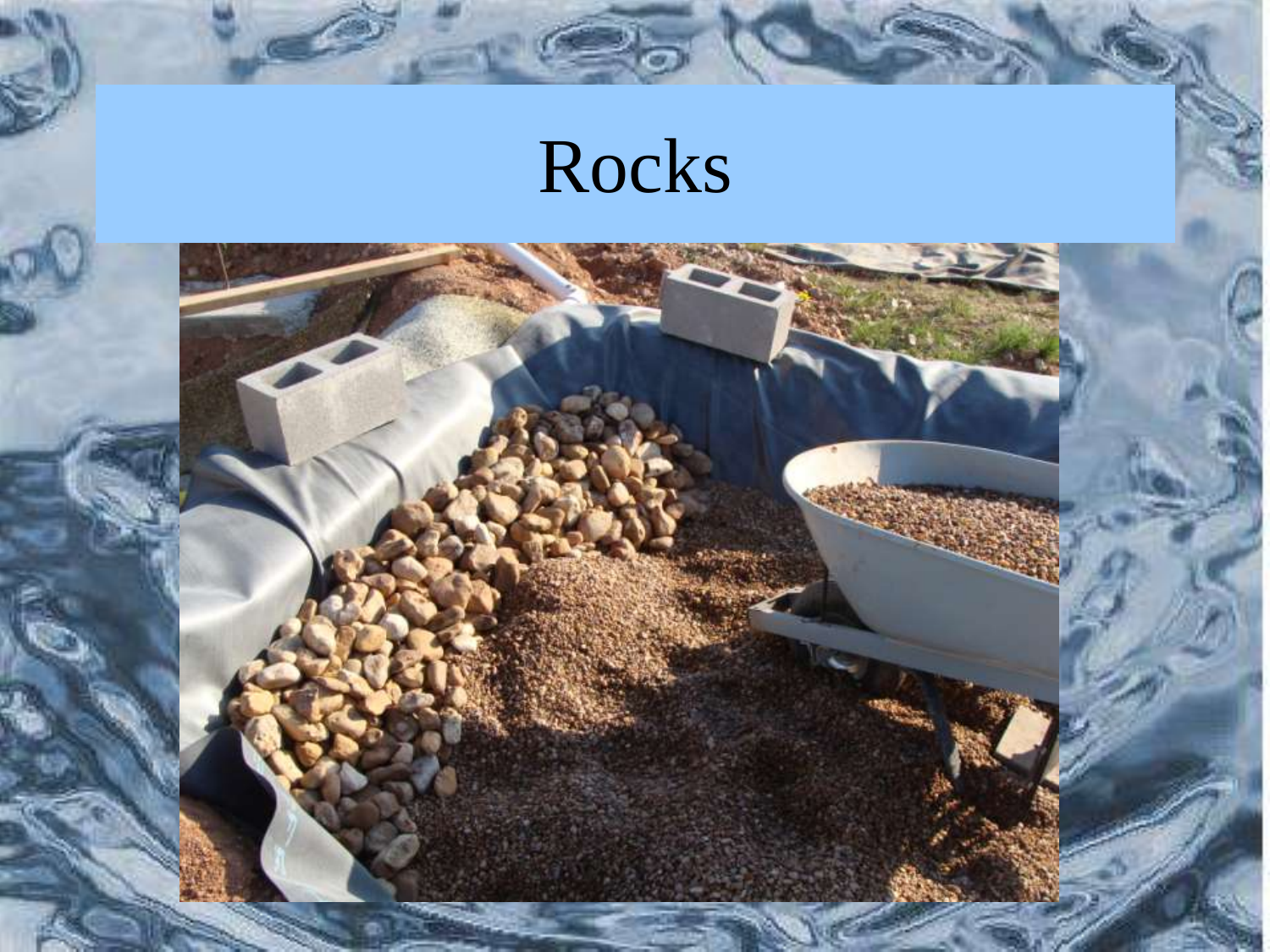# Rocks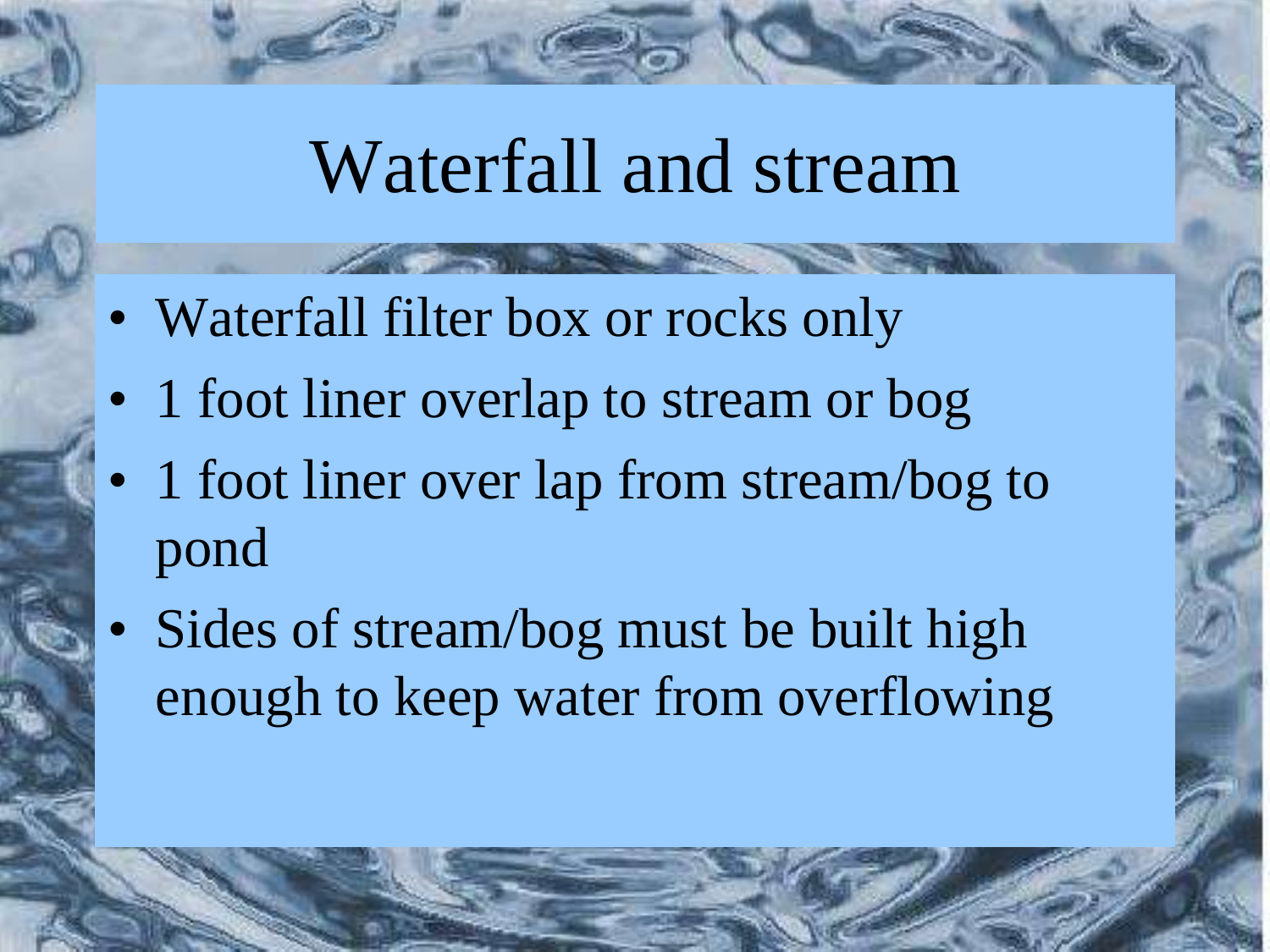# Waterfall and stream

- Waterfall filter box or rocks only
- 1 foot liner overlap to stream or bog
- 1 foot liner over lap from stream/bog to pond
- Sides of stream/bog must be built high enough to keep water from overflowing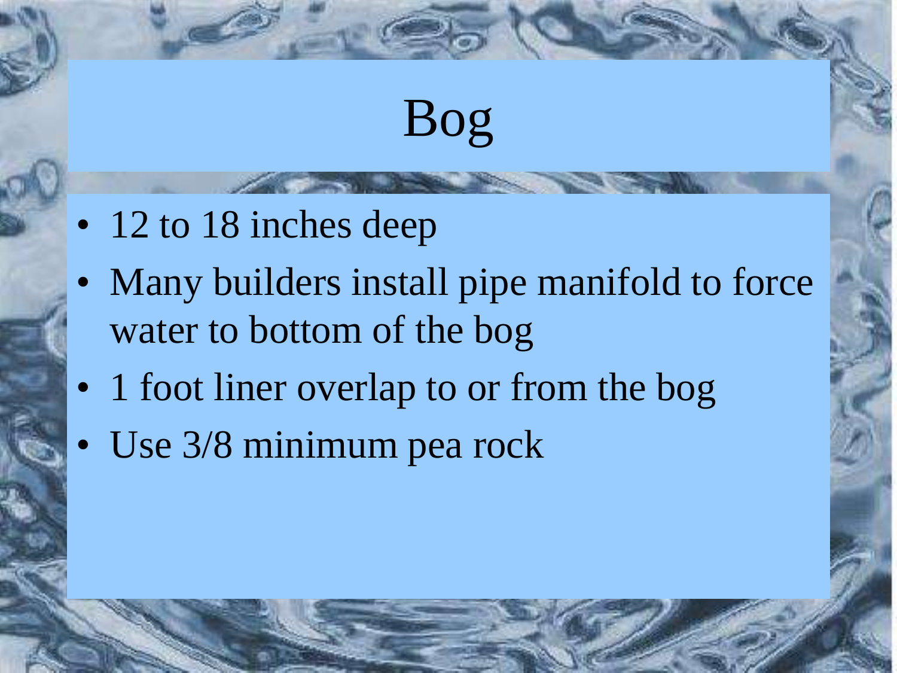# Bog

- 12 to 18 inches deep
- Many builders install pipe manifold to force water to bottom of the bog
- 1 foot liner overlap to or from the bog
- Use 3/8 minimum pea rock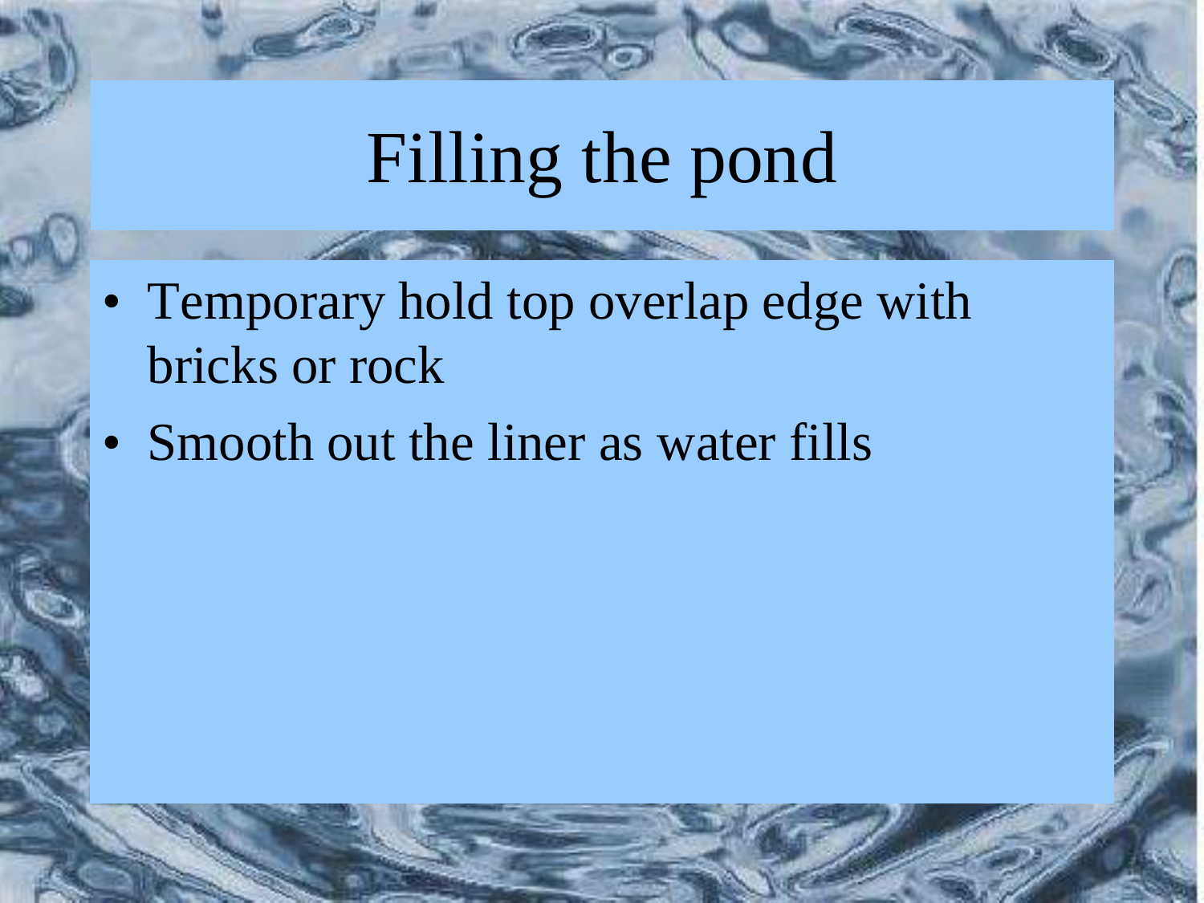# Filling the pond

- Temporary hold top overlap edge with bricks or rock
- Smooth out the liner as water fills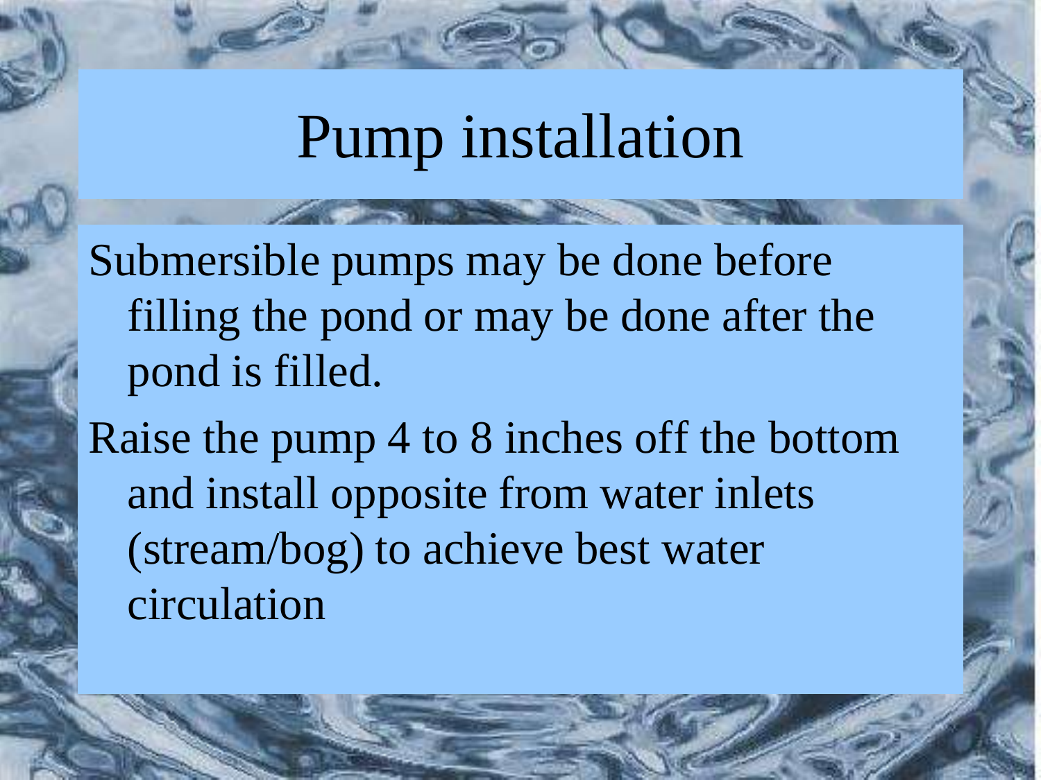# Pump installation

Submersible pumps may be done before filling the pond or may be done after the pond is filled.

Raise the pump 4 to 8 inches off the bottom and install opposite from water inlets (stream/bog) to achieve best water circulation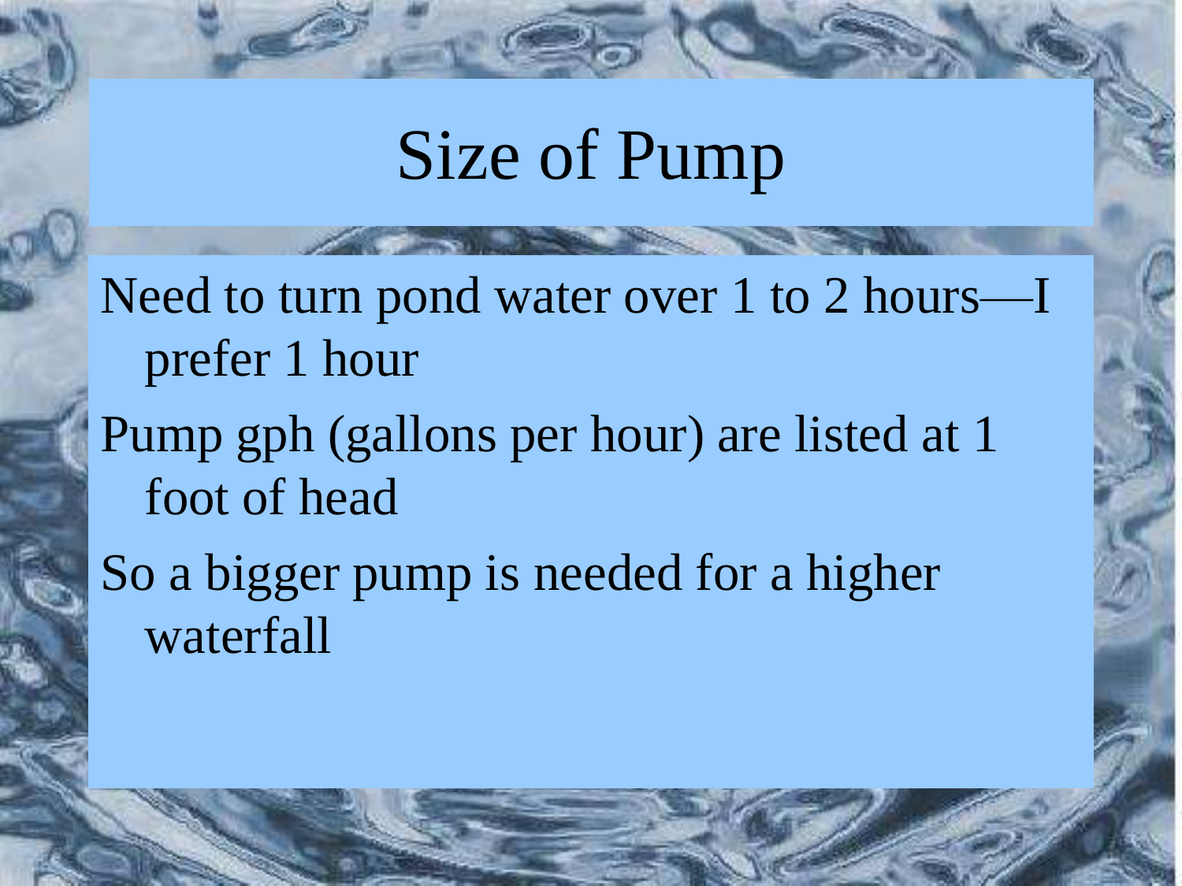# Size of Pump

- Need to turn pond water over 1 to 2 hours—I prefer 1 hour
- Pump gph (gallons per hour) are listed at 1 foot of head
- So a bigger pump is needed for a higher waterfall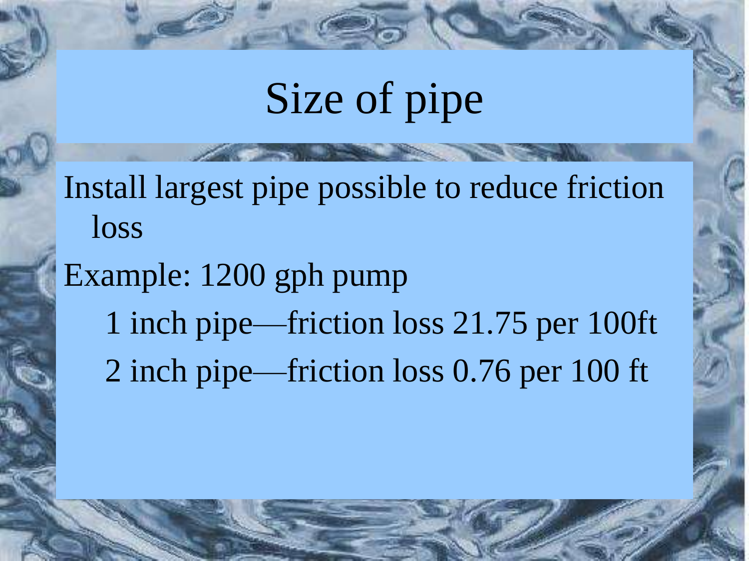# Size of pipe

Install largest pipe possible to reduce friction loss

Example: 1200 gph pump

- 1 inch pipe—friction loss 21.75 per 100ft
- 2 inch pipe—friction loss 0.76 per 100 ft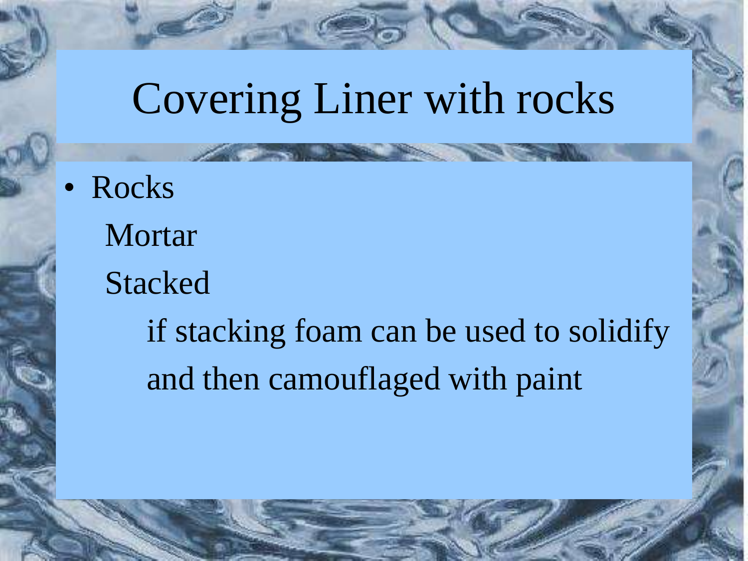# Covering Liner with rocks

- Rocks
  - Mortar
  - Stacked
    - if stacking foam can be used to solidify and then camouflaged with paint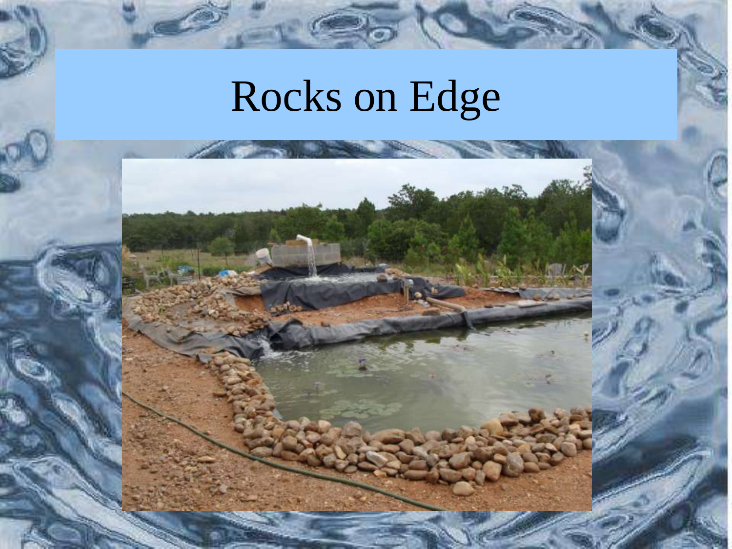# Rocks on Edge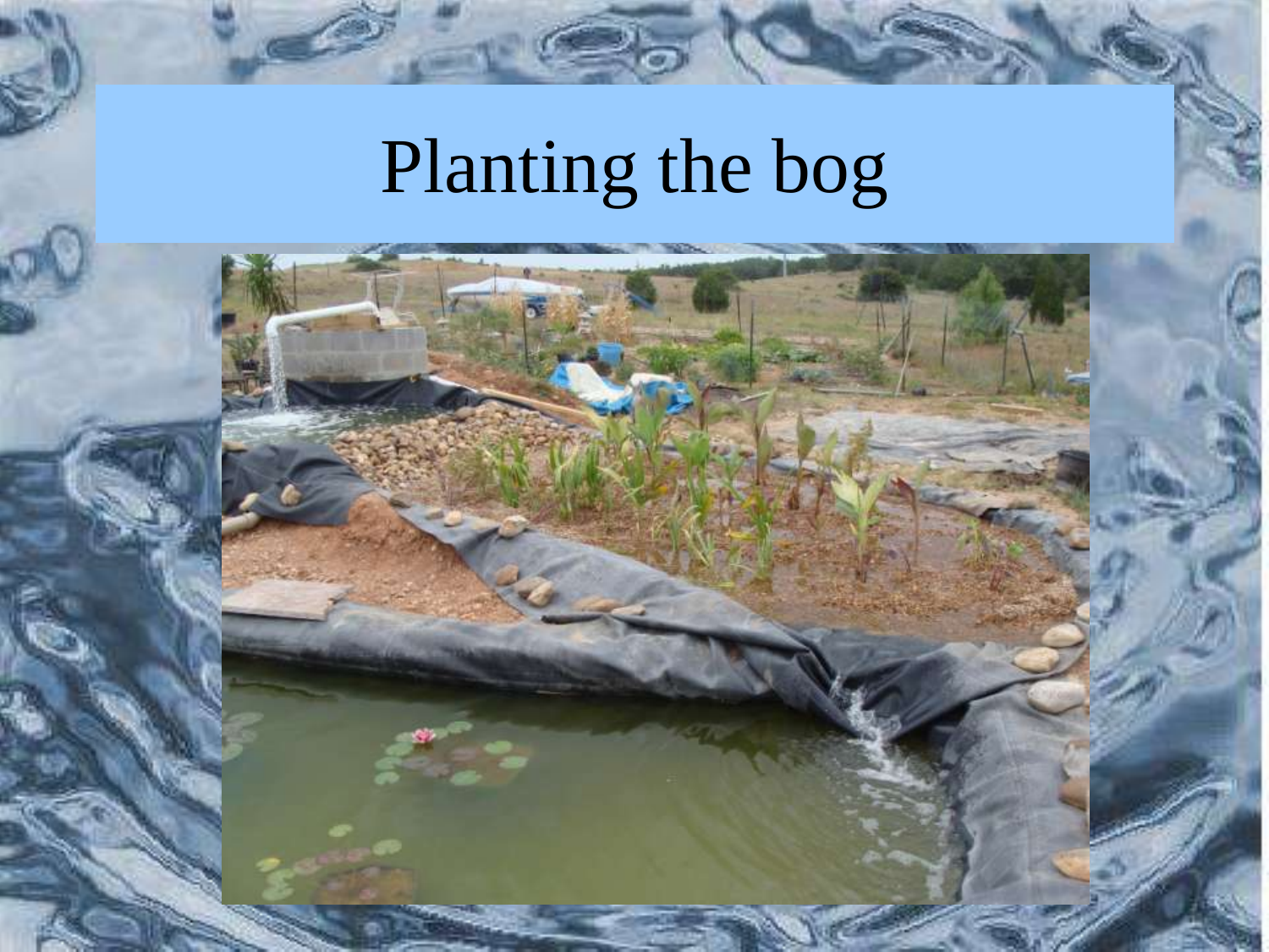# Planting the bog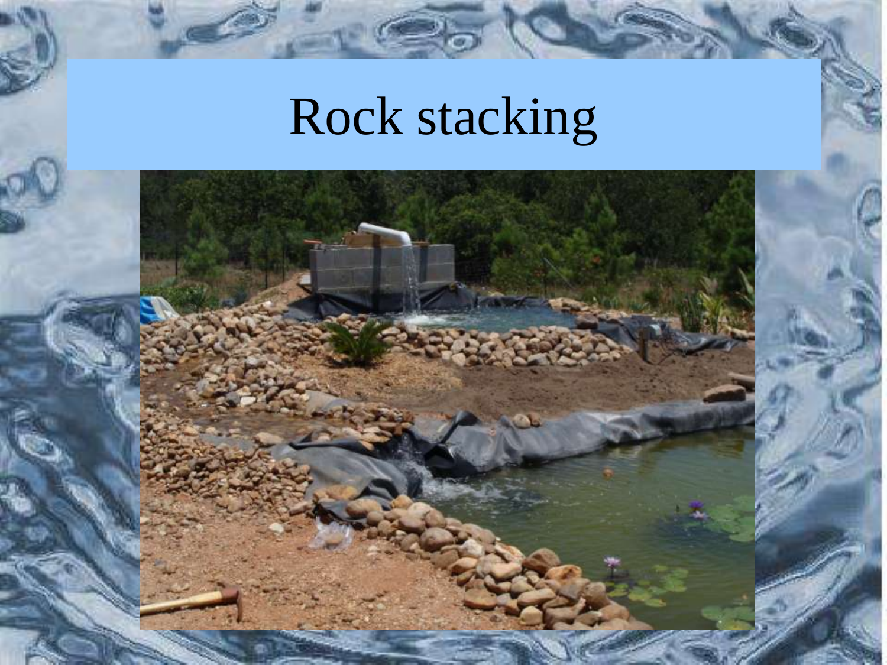# Rock stacking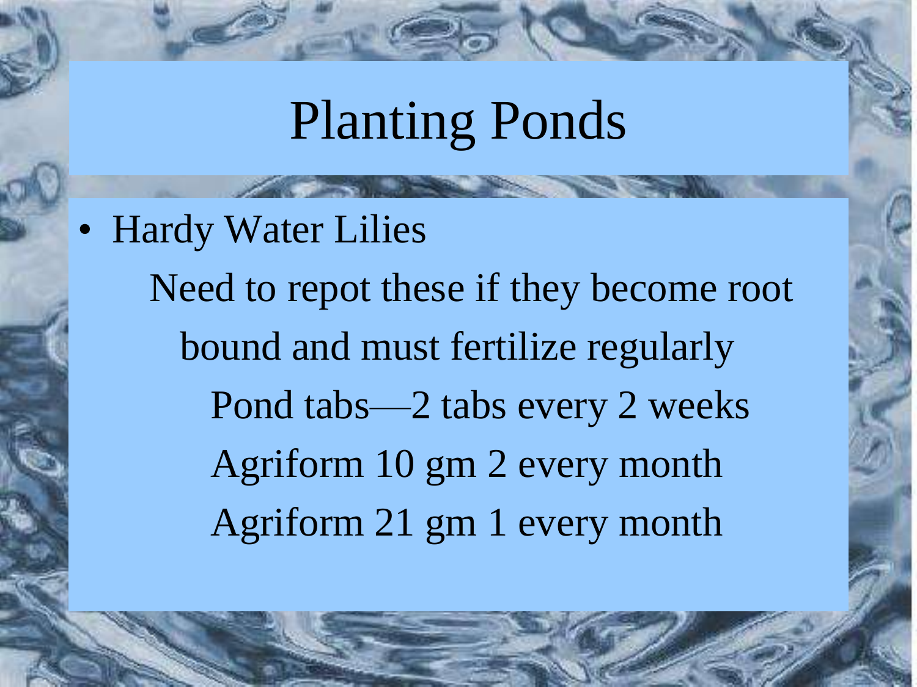# Planting Ponds

- Hardy Water Lilies
  - Need to repot these if they become root bound and must fertilize regularly
    - Pond tabs—2 tabs every 2 weeks
    - Agriform 10 gm 2 every month
    - Agriform 21 gm 1 every month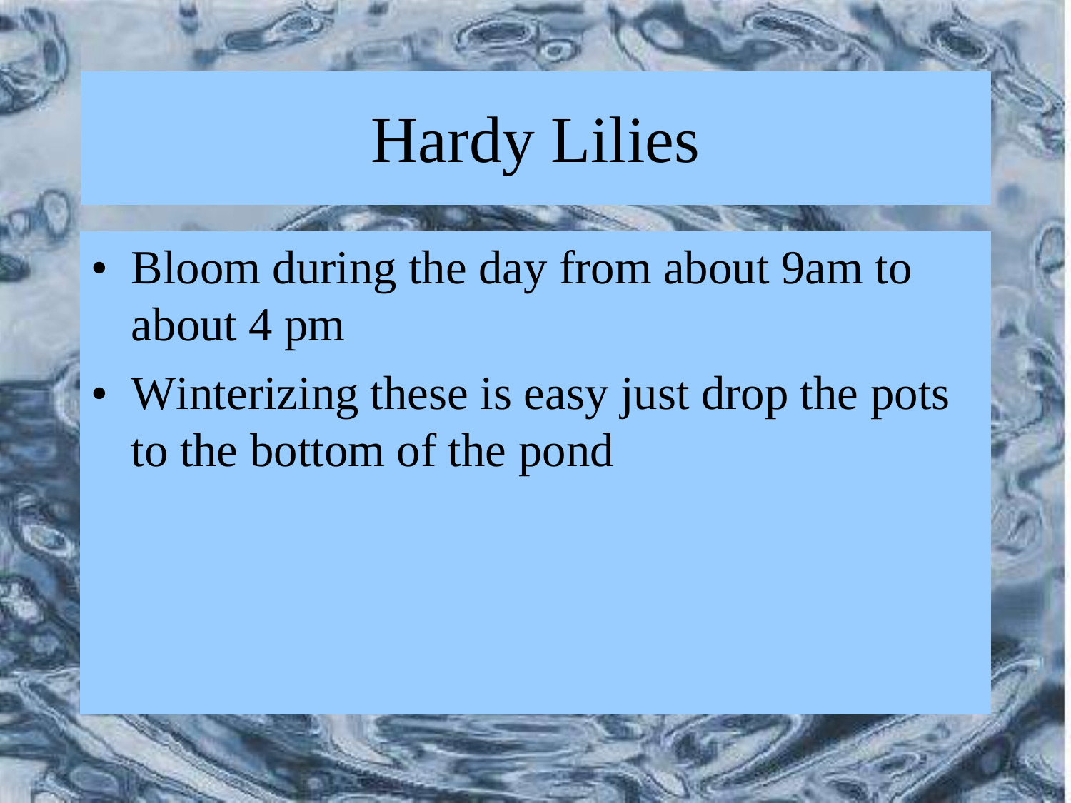# Hardy Lilies

- Bloom during the day from about 9am to about 4 pm
- Winterizing these is easy just drop the pots to the bottom of the pond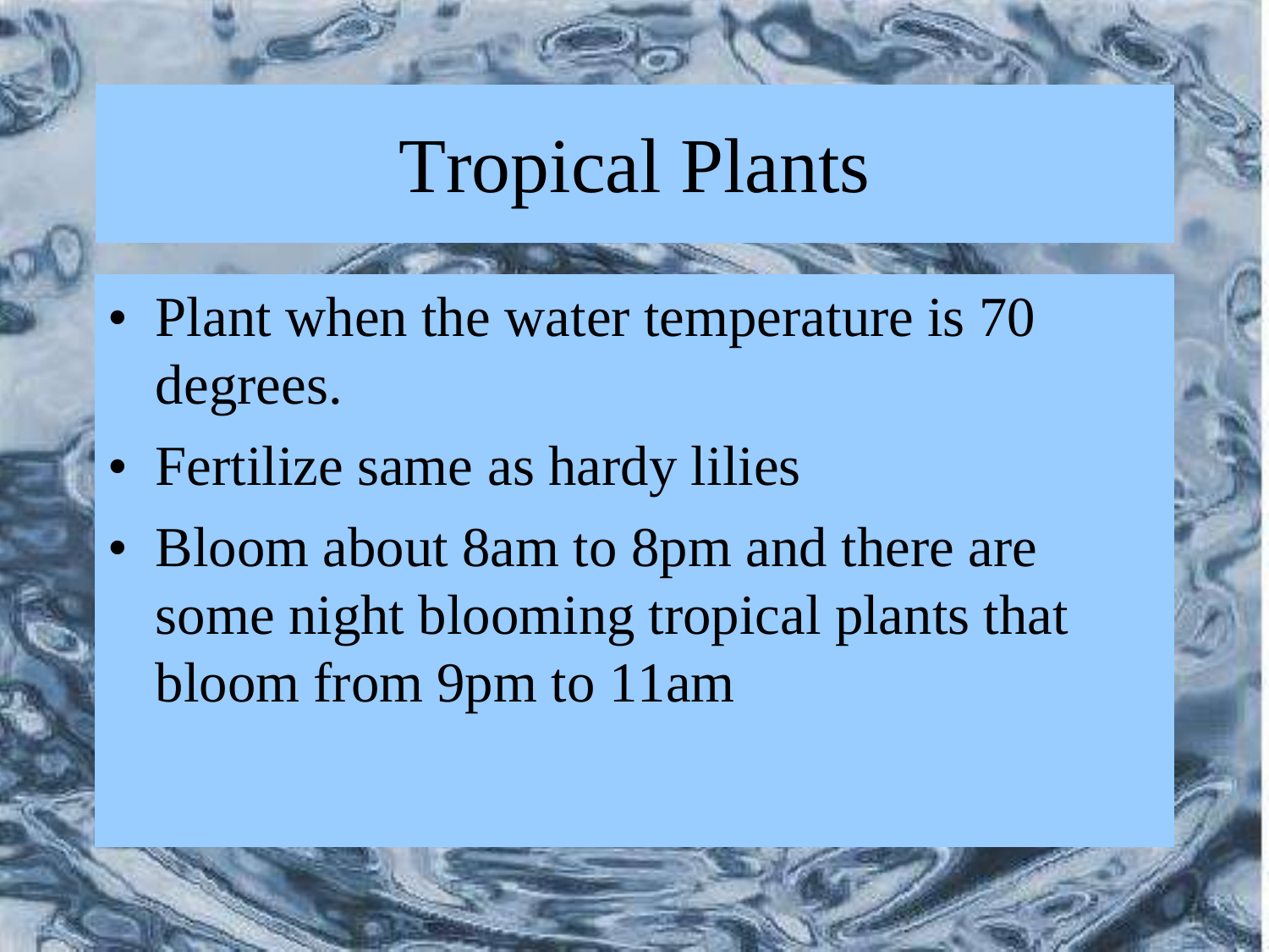# Tropical Plants

- Plant when the water temperature is 70 degrees.
- Fertilize same as hardy lilies
- Bloom about 8am to 8pm and there are some night blooming tropical plants that bloom from 9pm to 11am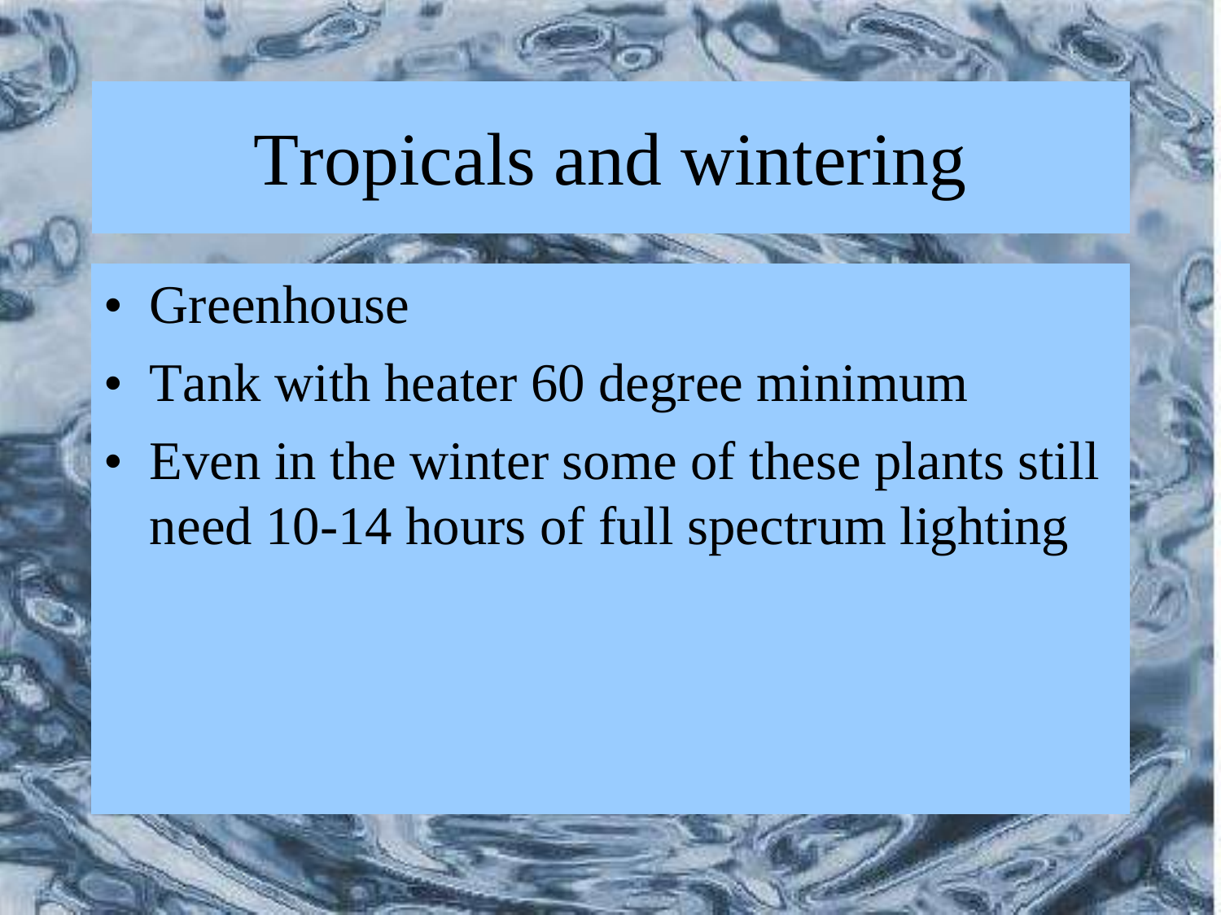# Tropicals and wintering

- Greenhouse
- Tank with heater 60 degree minimum
- Even in the winter some of these plants still need 10-14 hours of full spectrum lighting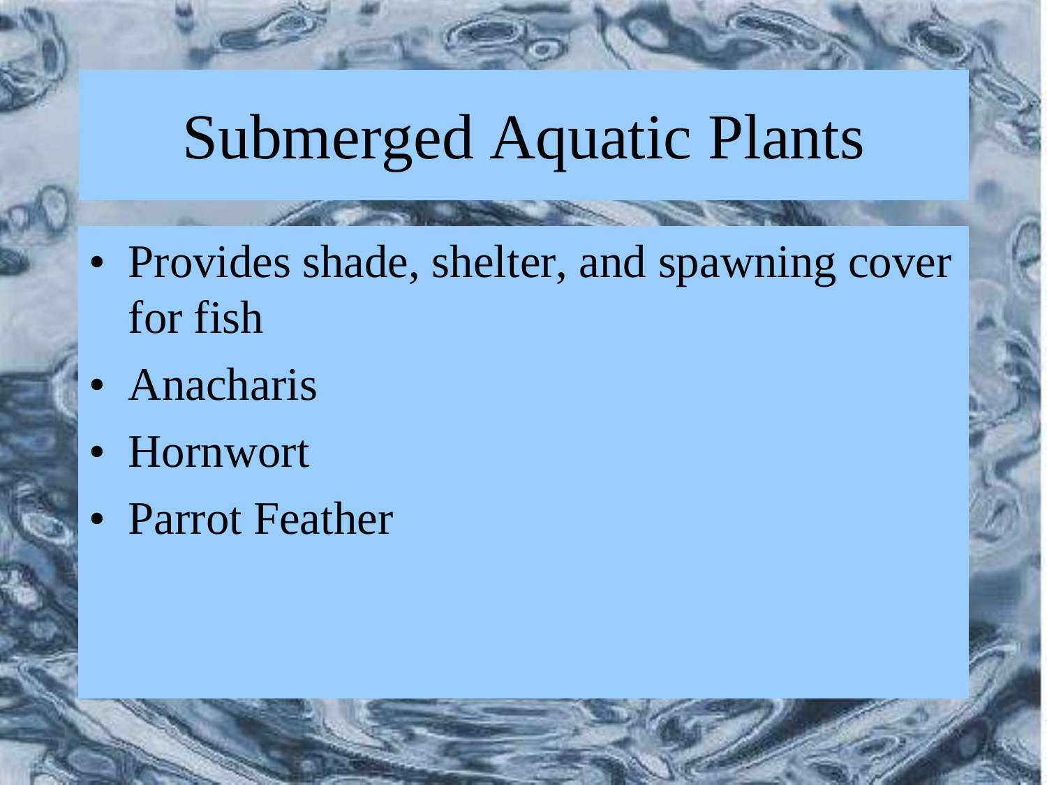# Submerged Aquatic Plants

- Provides shade, shelter, and spawning cover for fish
- Anacharis
- Hornwort
- Parrot Feather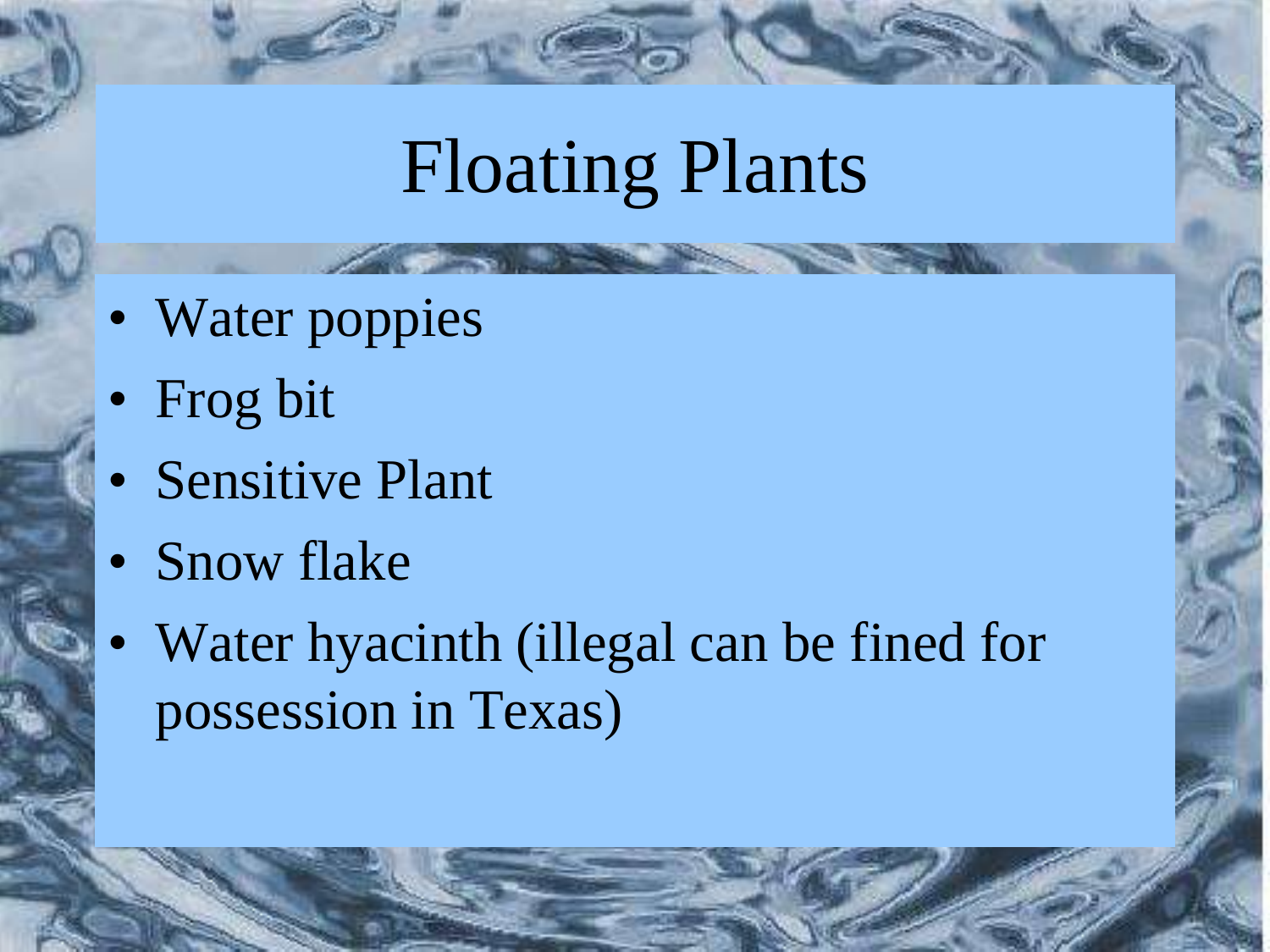# Floating Plants

- Water poppies
- Frog bit
- Sensitive Plant
- Snow flake
- Water hyacinth (illegal can be fined for possession in Texas)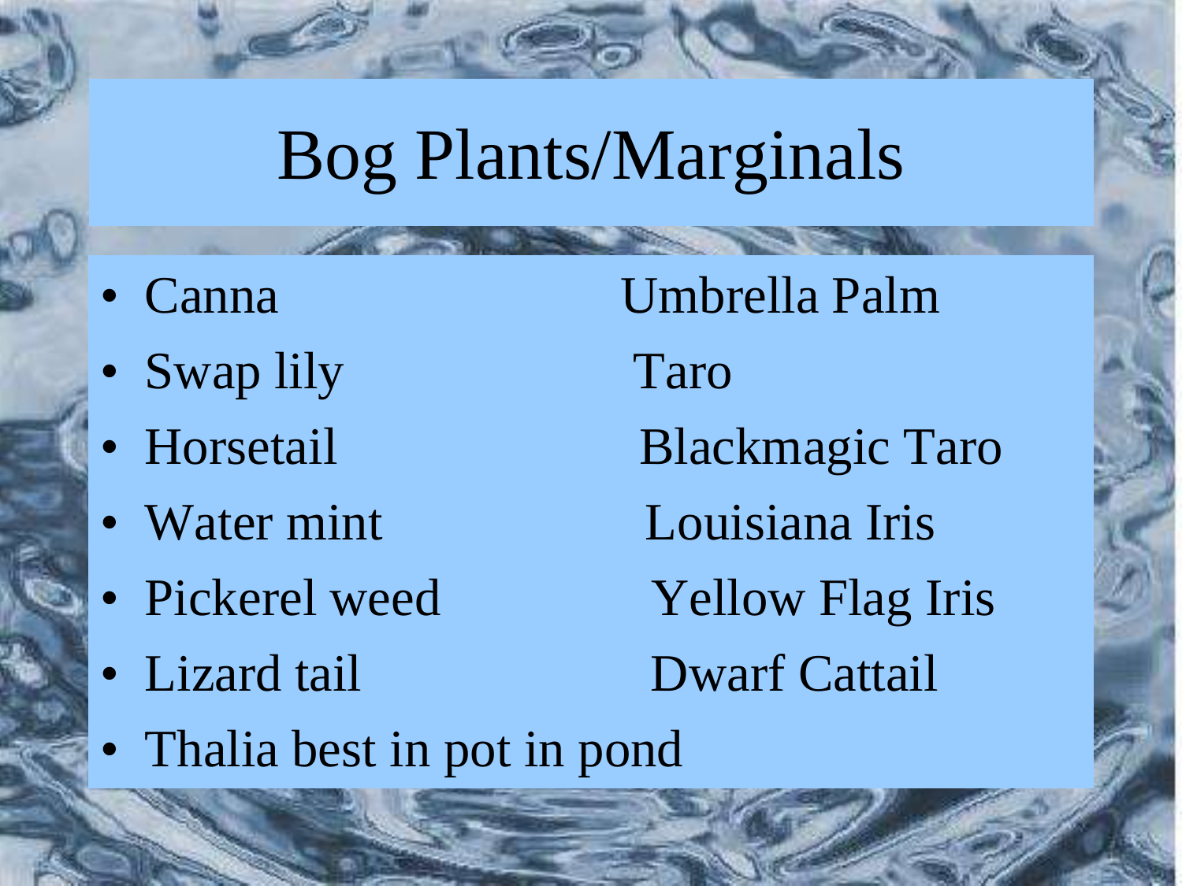# Bog Plants/Marginals

- Canna
- Swap lily
- Horsetail
- Water mint
- Pickerel weed
- Lizard tail
- Thalia best in pot in pond

Umbrella Palm
Taro
Blackmagic Taro
Louisiana Iris
Yellow Flag Iris
Dwarf Cattail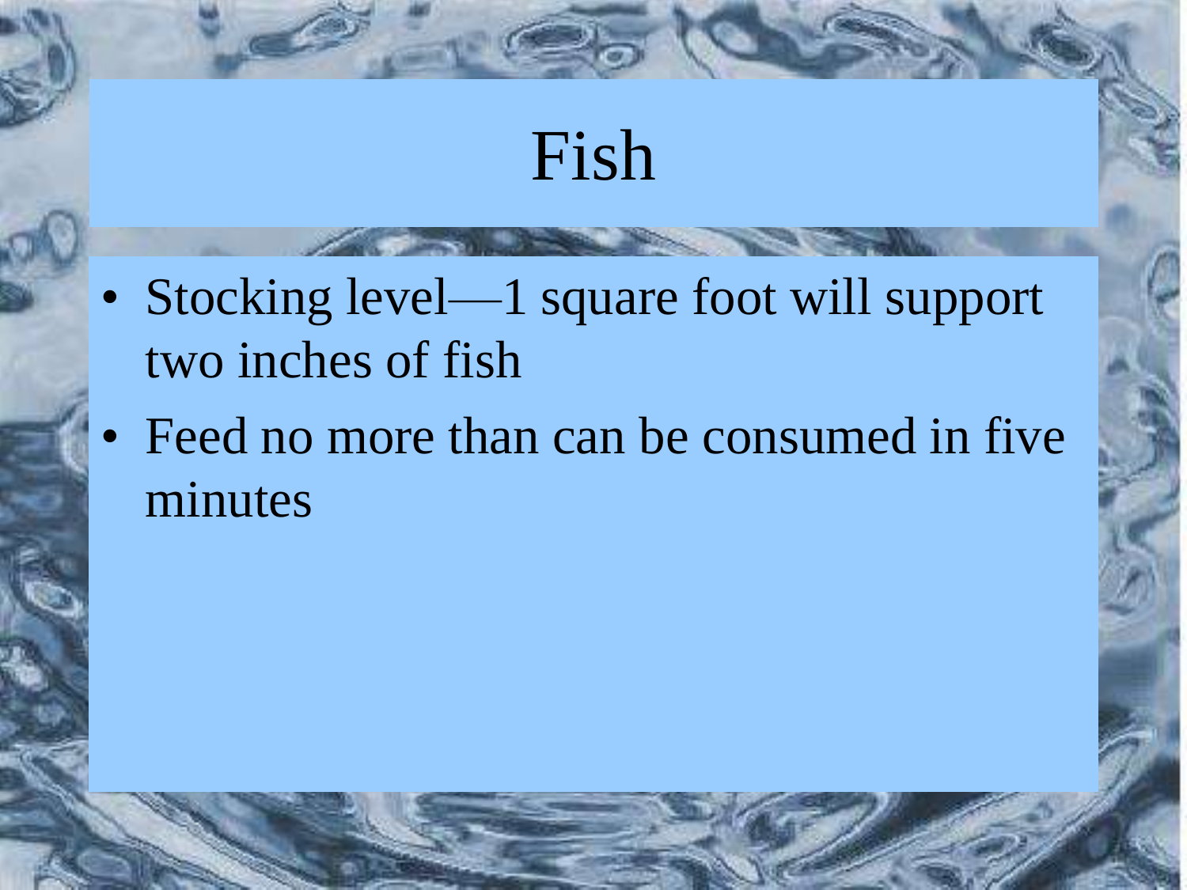# Fish

- Stocking level—1 square foot will support two inches of fish
- Feed no more than can be consumed in five minutes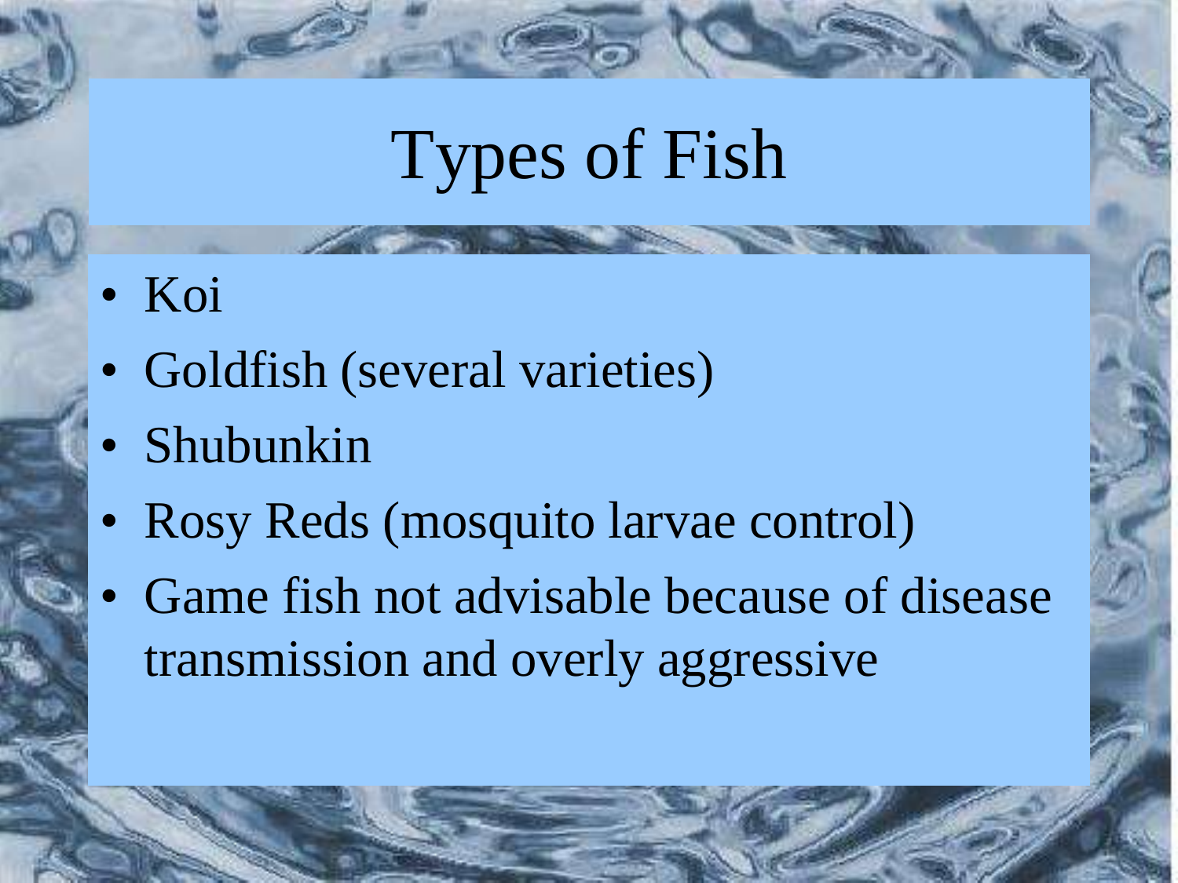# Types of Fish

- Koi
- Goldfish (several varieties)
- Shubunkin
- Rosy Reds (mosquito larvae control)
- Game fish not advisable because of disease transmission and overly aggressive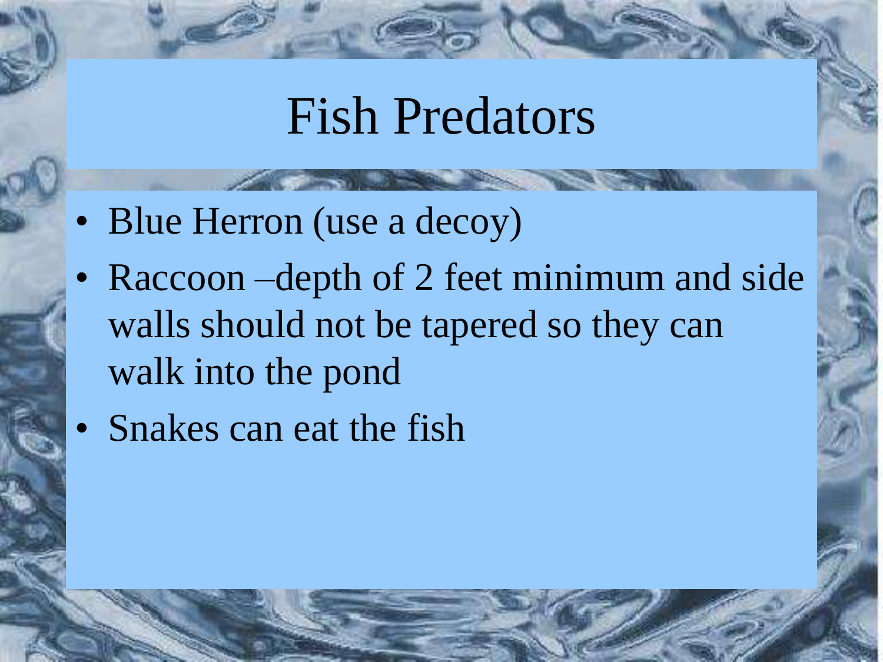# Fish Predators

- Blue Herron (use a decoy)
- Raccoon –depth of 2 feet minimum and side walls should not be tapered so they can walk into the pond
- Snakes can eat the fish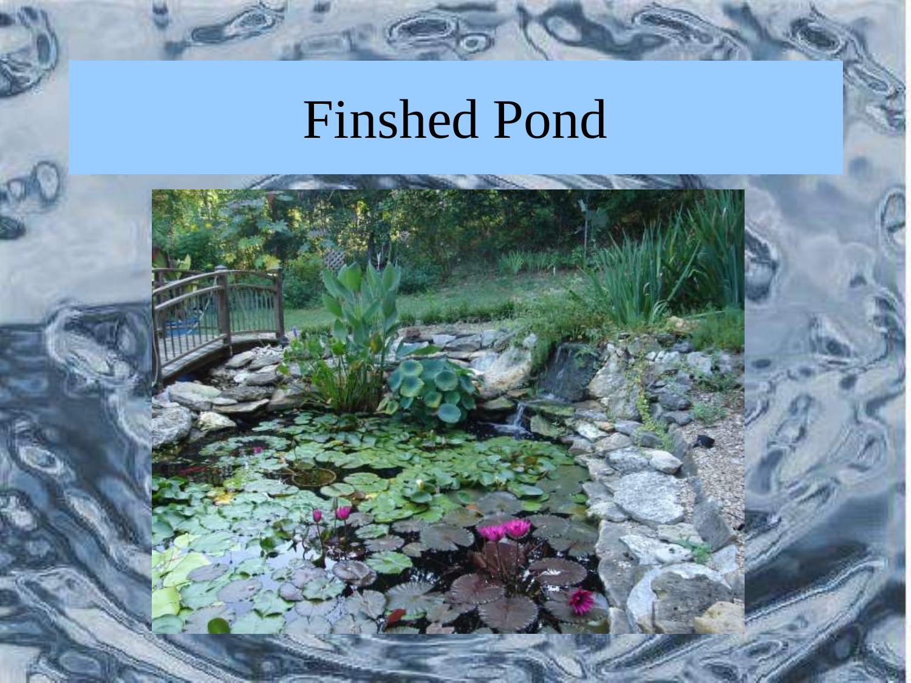# Finshed Pond